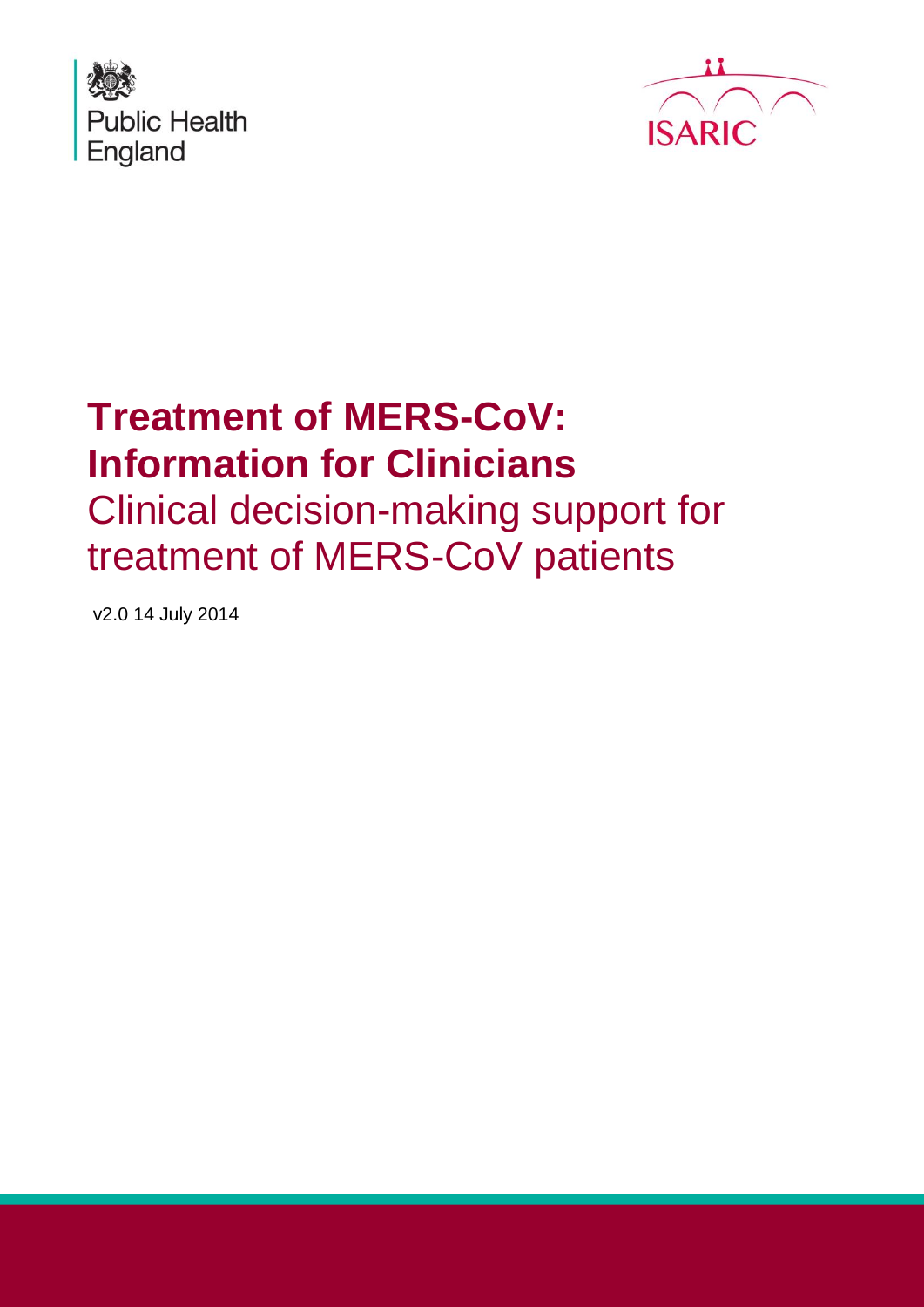Public Health England

ISARIC

# Treatment of MERS-CoV: Information for Clinicians

## Clinical decision-making support for treatment of MERS-CoV patients

v2.0 14 July 2014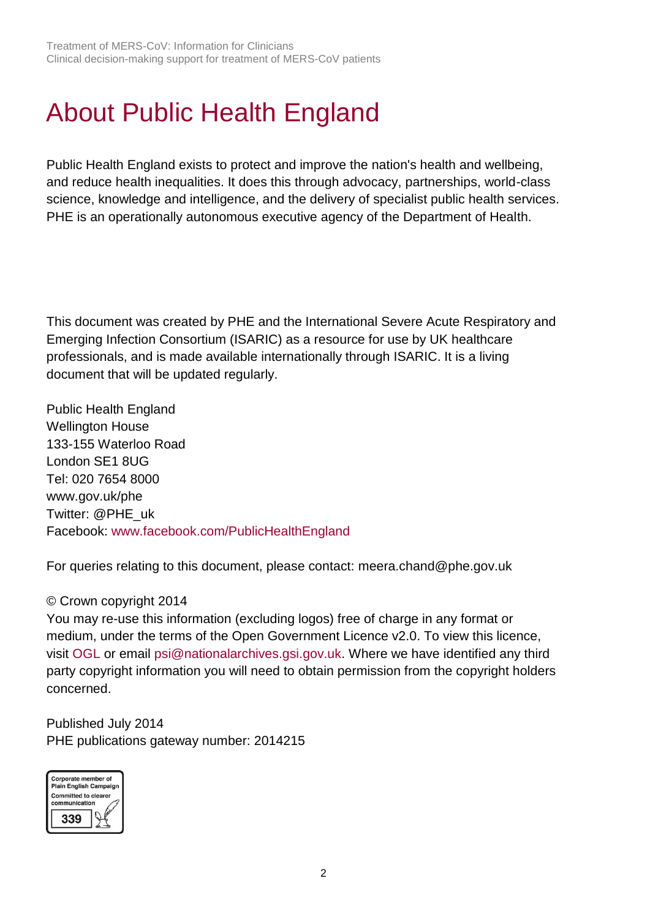# About Public Health England

Public Health England exists to protect and improve the nation's health and wellbeing, and reduce health inequalities. It does this through advocacy, partnerships, world-class science, knowledge and intelligence, and the delivery of specialist public health services. PHE is an operationally autonomous executive agency of the Department of Health.

This document was created by PHE and the International Severe Acute Respiratory and Emerging Infection Consortium (ISARIC) as a resource for use by UK healthcare professionals, and is made available internationally through ISARIC. It is a living document that will be updated regularly.

Public Health England
Wellington House
133-155 Waterloo Road
London SE1 8UG
Tel: 020 7654 8000
www.gov.uk/phe
Twitter: @PHE_uk
Facebook: www.facebook.com/PublicHealthEngland

For queries relating to this document, please contact: meera.chand@phe.gov.uk

© Crown copyright 2014
You may re-use this information (excluding logos) free of charge in any format or medium, under the terms of the Open Government Licence v2.0. To view this licence, visit OGL or email psi@nationalarchives.gsi.gov.uk. Where we have identified any third party copyright information you will need to obtain permission from the copyright holders concerned.

Published July 2014
PHE publications gateway number: 2014215

Corporate member of Plain English Campaign
Committed to clearer communication
339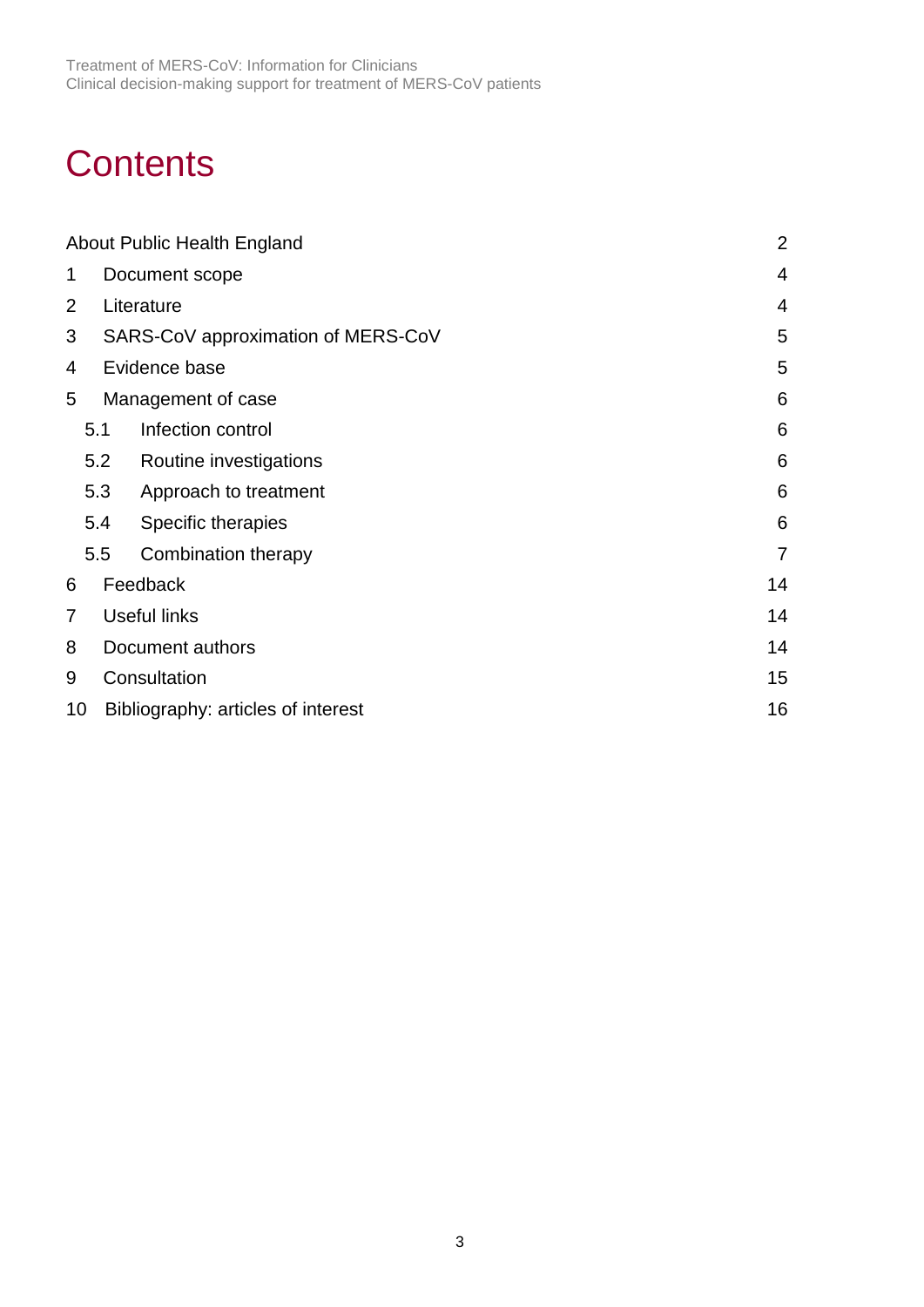# Contents

About Public Health England 2

1 Document scope 4

2 Literature 4

3 SARS-CoV approximation of MERS-CoV 5

4 Evidence base 5

5 Management of case 6

- 5.1 Infection control 6
- 5.2 Routine investigations 6
- 5.3 Approach to treatment 6
- 5.4 Specific therapies 6
- 5.5 Combination therapy 7

6 Feedback 14

7 Useful links 14

8 Document authors 14

9 Consultation 15

10 Bibliography: articles of interest 16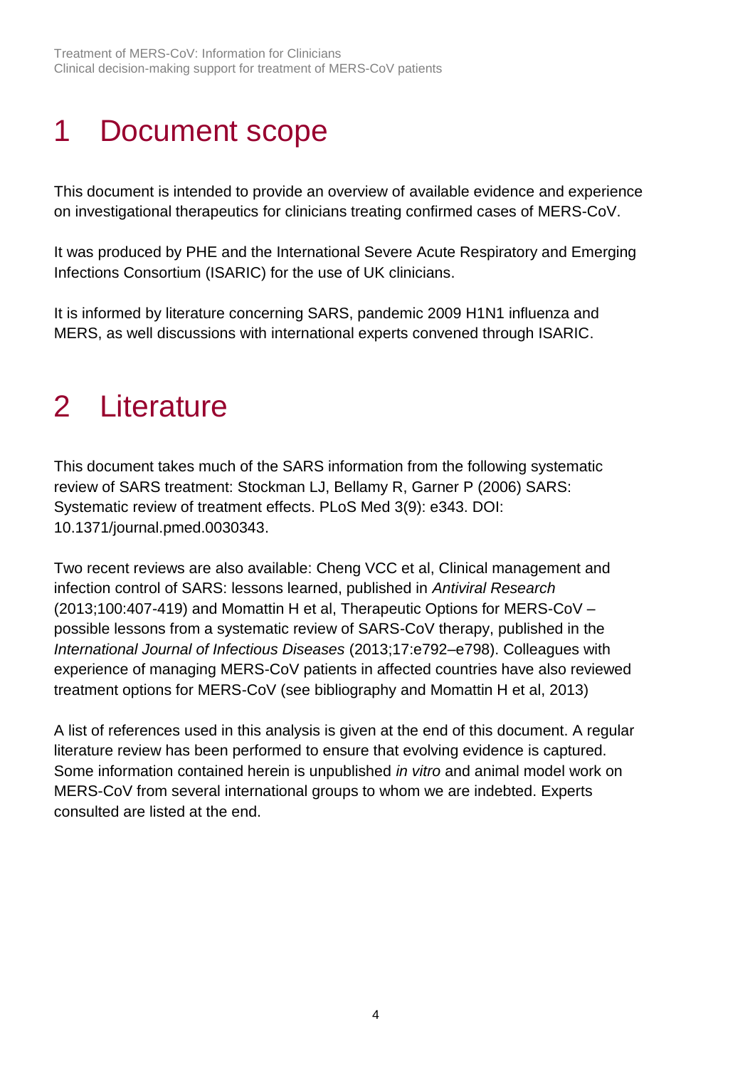# 1 Document scope

This document is intended to provide an overview of available evidence and experience on investigational therapeutics for clinicians treating confirmed cases of MERS-CoV.

It was produced by PHE and the International Severe Acute Respiratory and Emerging Infections Consortium (ISARIC) for the use of UK clinicians.

It is informed by literature concerning SARS, pandemic 2009 H1N1 influenza and MERS, as well discussions with international experts convened through ISARIC.

# 2 Literature

This document takes much of the SARS information from the following systematic review of SARS treatment: Stockman LJ, Bellamy R, Garner P (2006) SARS: Systematic review of treatment effects. PLoS Med 3(9): e343. DOI: 10.1371/journal.pmed.0030343.

Two recent reviews are also available: Cheng VCC et al, Clinical management and infection control of SARS: lessons learned, published in *Antiviral Research* (2013;100:407-419) and Momattin H et al, Therapeutic Options for MERS-CoV – possible lessons from a systematic review of SARS-CoV therapy, published in the *International Journal of Infectious Diseases* (2013;17:e792–e798). Colleagues with experience of managing MERS-CoV patients in affected countries have also reviewed treatment options for MERS-CoV (see bibliography and Momattin H et al, 2013)

A list of references used in this analysis is given at the end of this document. A regular literature review has been performed to ensure that evolving evidence is captured. Some information contained herein is unpublished *in vitro* and animal model work on MERS-CoV from several international groups to whom we are indebted. Experts consulted are listed at the end.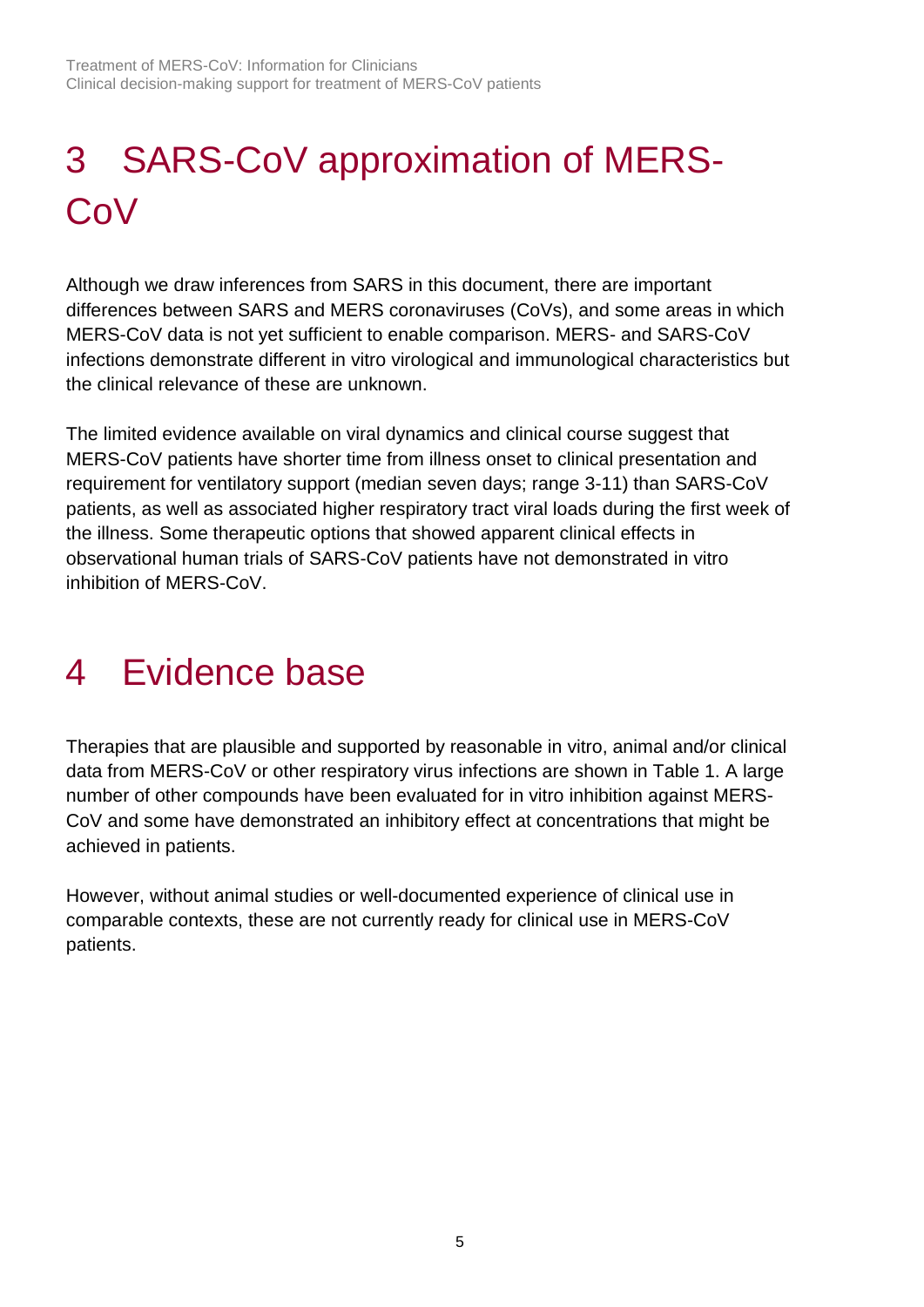# 3 SARS-CoV approximation of MERS-CoV

Although we draw inferences from SARS in this document, there are important differences between SARS and MERS coronaviruses (CoVs), and some areas in which MERS-CoV data is not yet sufficient to enable comparison. MERS- and SARS-CoV infections demonstrate different in vitro virological and immunological characteristics but the clinical relevance of these are unknown.

The limited evidence available on viral dynamics and clinical course suggest that MERS-CoV patients have shorter time from illness onset to clinical presentation and requirement for ventilatory support (median seven days; range 3-11) than SARS-CoV patients, as well as associated higher respiratory tract viral loads during the first week of the illness. Some therapeutic options that showed apparent clinical effects in observational human trials of SARS-CoV patients have not demonstrated in vitro inhibition of MERS-CoV.

# 4 Evidence base

Therapies that are plausible and supported by reasonable in vitro, animal and/or clinical data from MERS-CoV or other respiratory virus infections are shown in Table 1. A large number of other compounds have been evaluated for in vitro inhibition against MERS-CoV and some have demonstrated an inhibitory effect at concentrations that might be achieved in patients.

However, without animal studies or well-documented experience of clinical use in comparable contexts, these are not currently ready for clinical use in MERS-CoV patients.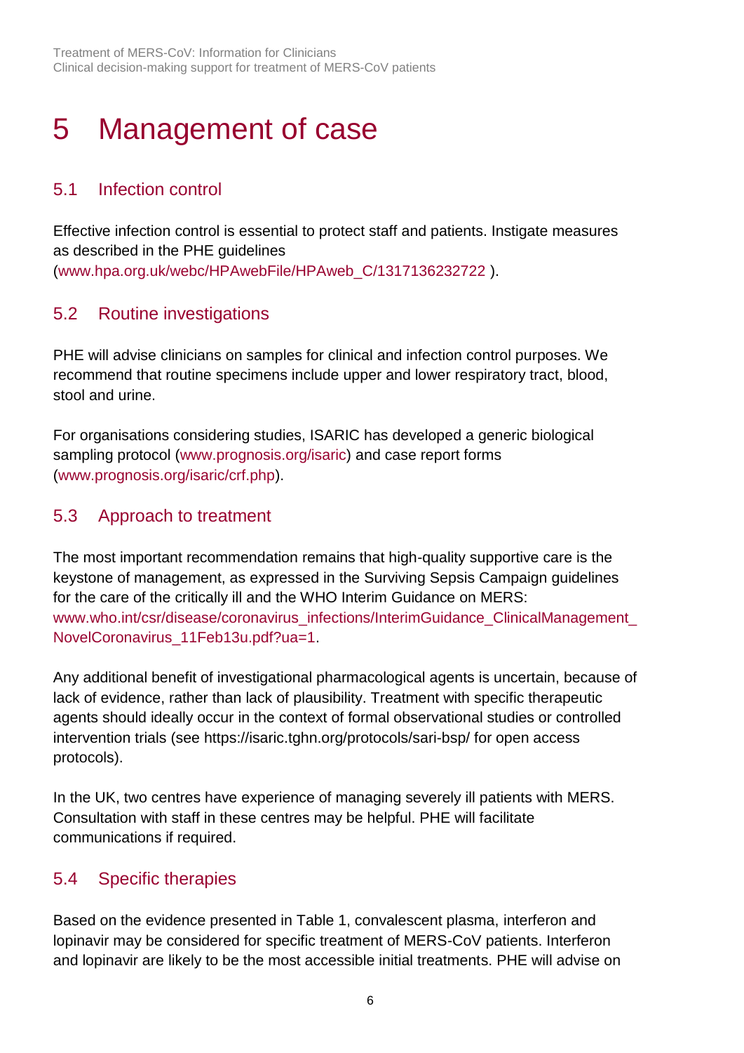# 5 Management of case

## 5.1 Infection control

Effective infection control is essential to protect staff and patients. Instigate measures as described in the PHE guidelines (www.hpa.org.uk/webc/HPAwebFile/HPAweb_C/1317136232722 ).

## 5.2 Routine investigations

PHE will advise clinicians on samples for clinical and infection control purposes. We recommend that routine specimens include upper and lower respiratory tract, blood, stool and urine.

For organisations considering studies, ISARIC has developed a generic biological sampling protocol (www.prognosis.org/isaric) and case report forms (www.prognosis.org/isaric/crf.php).

## 5.3 Approach to treatment

The most important recommendation remains that high-quality supportive care is the keystone of management, as expressed in the Surviving Sepsis Campaign guidelines for the care of the critically ill and the WHO Interim Guidance on MERS: www.who.int/csr/disease/coronavirus_infections/InterimGuidance_ClinicalManagement_NovelCoronavirus_11Feb13u.pdf?ua=1.

Any additional benefit of investigational pharmacological agents is uncertain, because of lack of evidence, rather than lack of plausibility. Treatment with specific therapeutic agents should ideally occur in the context of formal observational studies or controlled intervention trials (see https://isaric.tghn.org/protocols/sari-bsp/ for open access protocols).

In the UK, two centres have experience of managing severely ill patients with MERS. Consultation with staff in these centres may be helpful. PHE will facilitate communications if required.

## 5.4 Specific therapies

Based on the evidence presented in Table 1, convalescent plasma, interferon and lopinavir may be considered for specific treatment of MERS-CoV patients. Interferon and lopinavir are likely to be the most accessible initial treatments. PHE will advise on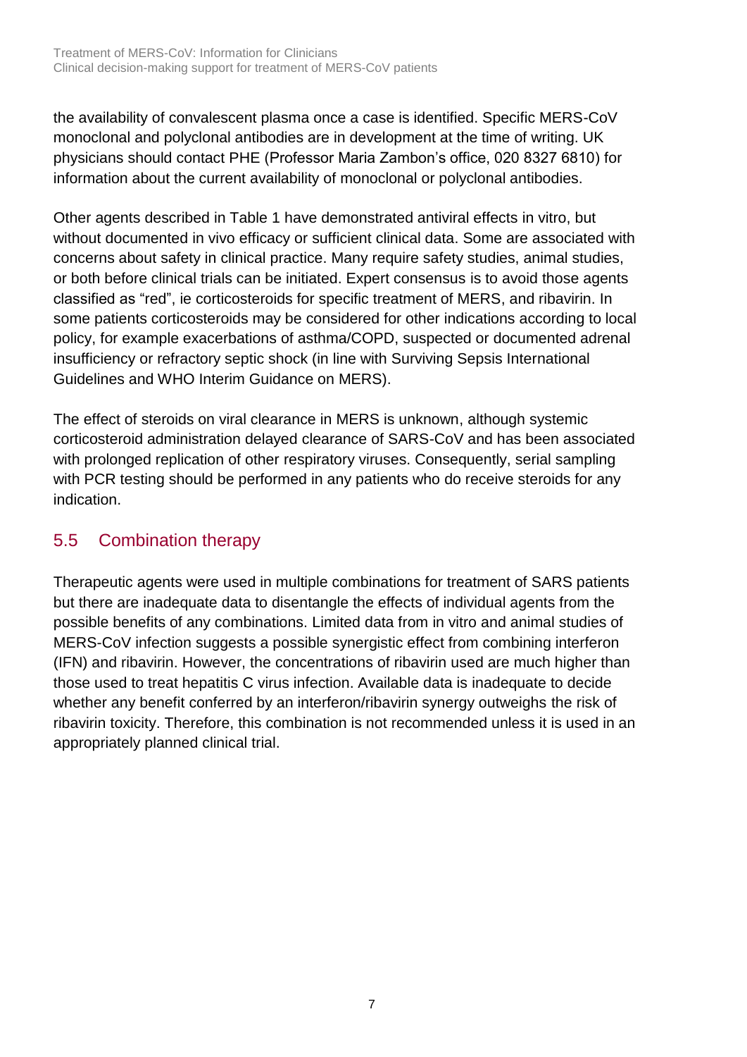the availability of convalescent plasma once a case is identified. Specific MERS-CoV monoclonal and polyclonal antibodies are in development at the time of writing. UK physicians should contact PHE (Professor Maria Zambon's office, 020 8327 6810) for information about the current availability of monoclonal or polyclonal antibodies.

Other agents described in Table 1 have demonstrated antiviral effects in vitro, but without documented in vivo efficacy or sufficient clinical data. Some are associated with concerns about safety in clinical practice. Many require safety studies, animal studies, or both before clinical trials can be initiated. Expert consensus is to avoid those agents classified as "red", ie corticosteroids for specific treatment of MERS, and ribavirin. In some patients corticosteroids may be considered for other indications according to local policy, for example exacerbations of asthma/COPD, suspected or documented adrenal insufficiency or refractory septic shock (in line with Surviving Sepsis International Guidelines and WHO Interim Guidance on MERS).

The effect of steroids on viral clearance in MERS is unknown, although systemic corticosteroid administration delayed clearance of SARS-CoV and has been associated with prolonged replication of other respiratory viruses. Consequently, serial sampling with PCR testing should be performed in any patients who do receive steroids for any indication.

## 5.5 Combination therapy

Therapeutic agents were used in multiple combinations for treatment of SARS patients but there are inadequate data to disentangle the effects of individual agents from the possible benefits of any combinations. Limited data from in vitro and animal studies of MERS-CoV infection suggests a possible synergistic effect from combining interferon (IFN) and ribavirin. However, the concentrations of ribavirin used are much higher than those used to treat hepatitis C virus infection. Available data is inadequate to decide whether any benefit conferred by an interferon/ribavirin synergy outweighs the risk of ribavirin toxicity. Therefore, this combination is not recommended unless it is used in an appropriately planned clinical trial.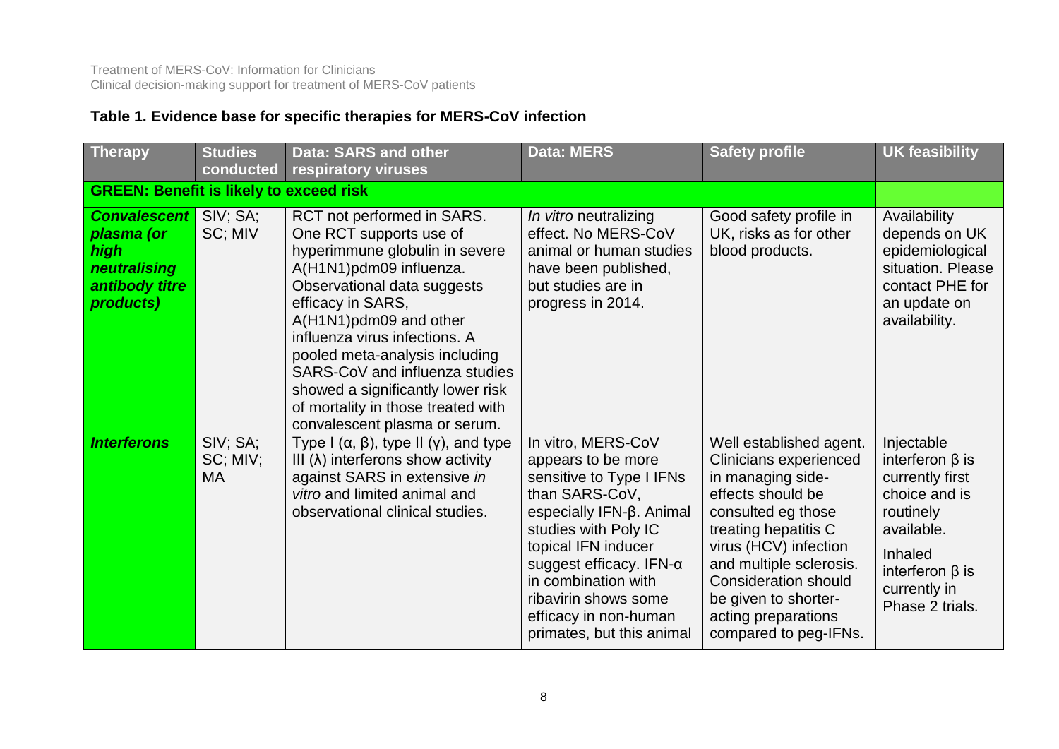**Table 1. Evidence base for specific therapies for MERS-CoV infection**

| Therapy | Studies conducted | Data: SARS and other respiratory viruses | Data: MERS | Safety profile | UK feasibility |
|---|---|---|---|---|---|
| **GREEN: Benefit is likely to exceed risk** | | | | | |
| ***Convalescent plasma (or high neutralising antibody titre products)*** | SIV; SA; SC; MIV | RCT not performed in SARS. One RCT supports use of hyperimmune globulin in severe A(H1N1)pdm09 influenza. Observational data suggests efficacy in SARS, A(H1N1)pdm09 and other influenza virus infections. A pooled meta-analysis including SARS-CoV and influenza studies showed a significantly lower risk of mortality in those treated with convalescent plasma or serum. | *In vitro* neutralizing effect. No MERS-CoV animal or human studies have been published, but studies are in progress in 2014. | Good safety profile in UK, risks as for other blood products. | Availability depends on UK epidemiological situation. Please contact PHE for an update on availability. |
| ***Interferons*** | SIV; SA; SC; MIV; MA | Type I (α, β), type II (γ), and type III (λ) interferons show activity against SARS in extensive *in vitro* and limited animal and observational clinical studies. | In vitro, MERS-CoV appears to be more sensitive to Type I IFNs than SARS-CoV, especially IFN-β. Animal studies with Poly IC topical IFN inducer suggest efficacy. IFN-α in combination with ribavirin shows some efficacy in non-human primates, but this animal | Well established agent. Clinicians experienced in managing side-effects should be consulted eg those treating hepatitis C virus (HCV) infection and multiple sclerosis. Consideration should be given to shorter-acting preparations compared to peg-IFNs. | Injectable interferon β is currently first choice and is routinely available. Inhaled interferon β is currently in Phase 2 trials. |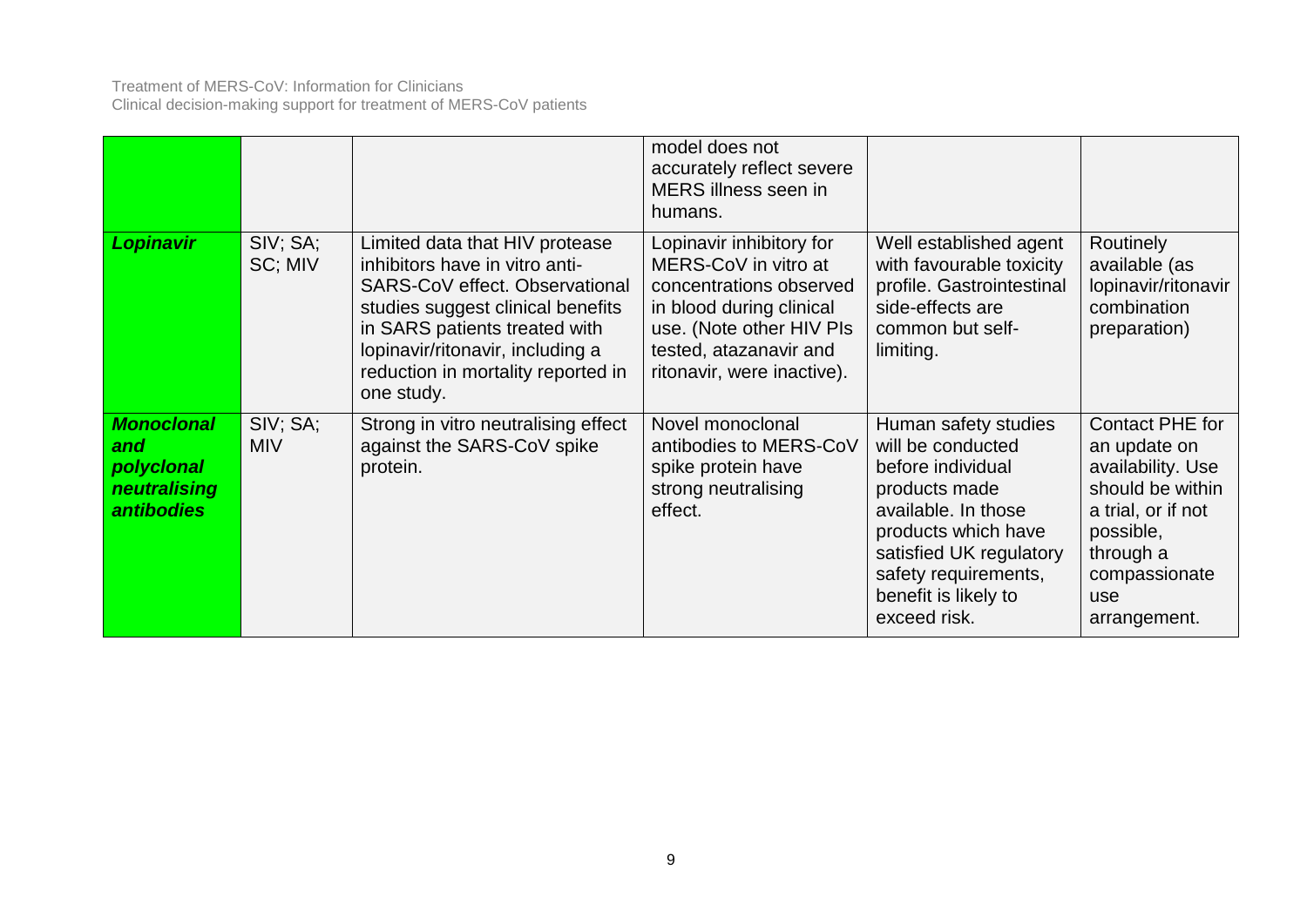|  |  |  | model does not accurately reflect severe MERS illness seen in humans. |  |  |
|---|---|---|---|---|---|
| ***Lopinavir*** | SIV; SA; SC; MIV | Limited data that HIV protease inhibitors have in vitro anti-SARS-CoV effect. Observational studies suggest clinical benefits in SARS patients treated with lopinavir/ritonavir, including a reduction in mortality reported in one study. | Lopinavir inhibitory for MERS-CoV in vitro at concentrations observed in blood during clinical use. (Note other HIV PIs tested, atazanavir and ritonavir, were inactive). | Well established agent with favourable toxicity profile. Gastrointestinal side-effects are common but self-limiting. | Routinely available (as lopinavir/ritonavir combination preparation) |
| ***Monoclonal and polyclonal neutralising antibodies*** | SIV; SA; MIV | Strong in vitro neutralising effect against the SARS-CoV spike protein. | Novel monoclonal antibodies to MERS-CoV spike protein have strong neutralising effect. | Human safety studies will be conducted before individual products made available. In those products which have satisfied UK regulatory safety requirements, benefit is likely to exceed risk. | Contact PHE for an update on availability. Use should be within a trial, or if not possible, through a compassionate use arrangement. |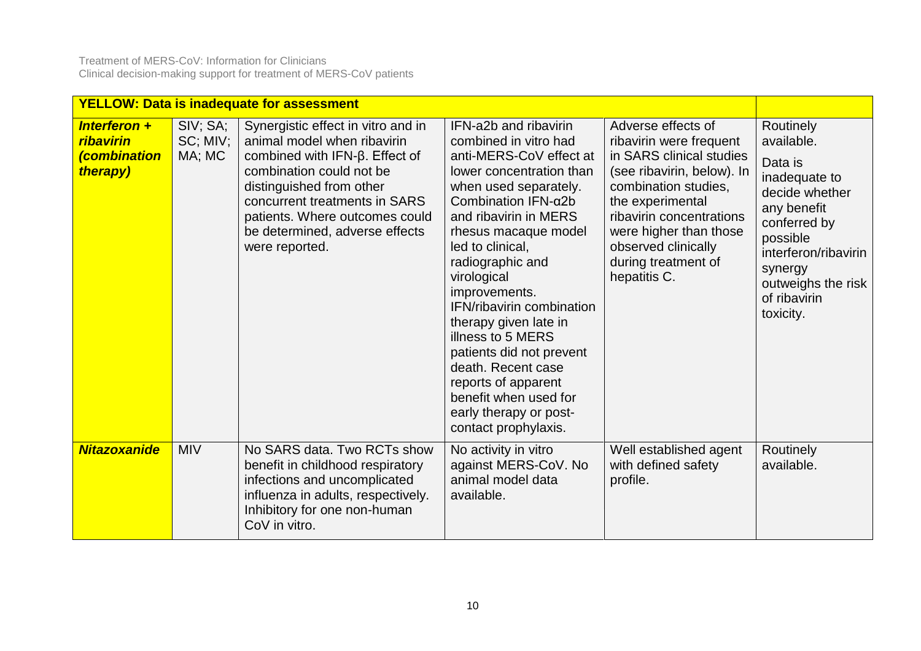| YELLOW: Data is inadequate for assessment | | | | | |
|---|---|---|---|---|---|
| ***Interferon + ribavirin (combination therapy)*** | SIV; SA; SC; MIV; MA; MC | Synergistic effect in vitro and in animal model when ribavirin combined with IFN-β. Effect of combination could not be distinguished from other concurrent treatments in SARS patients. Where outcomes could be determined, adverse effects were reported. | IFN-a2b and ribavirin combined in vitro had anti-MERS-CoV effect at lower concentration than when used separately. Combination IFN-α2b and ribavirin in MERS rhesus macaque model led to clinical, radiographic and virological improvements. IFN/ribavirin combination therapy given late in illness to 5 MERS patients did not prevent death. Recent case reports of apparent benefit when used for early therapy or post-contact prophylaxis. | Adverse effects of ribavirin were frequent in SARS clinical studies (see ribavirin, below). In combination studies, the experimental ribavirin concentrations were higher than those observed clinically during treatment of hepatitis C. | Routinely available. Data is inadequate to decide whether any benefit conferred by possible interferon/ribavirin synergy outweighs the risk of ribavirin toxicity. |
| ***Nitazoxanide*** | MIV | No SARS data. Two RCTs show benefit in childhood respiratory infections and uncomplicated influenza in adults, respectively. Inhibitory for one non-human CoV in vitro. | No activity in vitro against MERS-CoV. No animal model data available. | Well established agent with defined safety profile. | Routinely available. |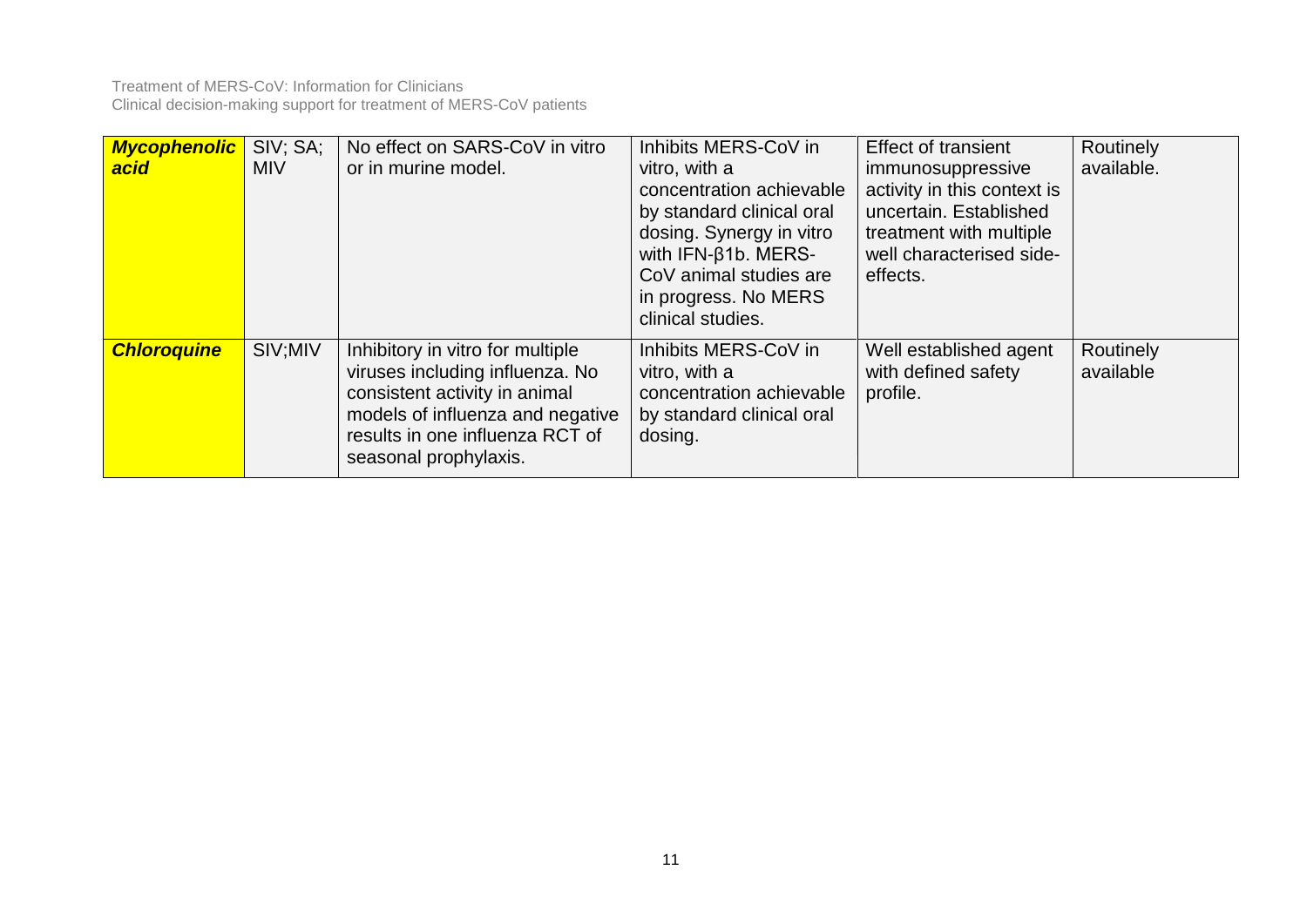| | | | | | |
|---|---|---|---|---|---|
| ***Mycophenolic acid*** | SIV; SA; MIV | No effect on SARS-CoV in vitro or in murine model. | Inhibits MERS-CoV in vitro, with a concentration achievable by standard clinical oral dosing. Synergy in vitro with IFN-β1b. MERS-CoV animal studies are in progress. No MERS clinical studies. | Effect of transient immunosuppressive activity in this context is uncertain. Established treatment with multiple well characterised side-effects. | Routinely available. |
| ***Chloroquine*** | SIV;MIV | Inhibitory in vitro for multiple viruses including influenza. No consistent activity in animal models of influenza and negative results in one influenza RCT of seasonal prophylaxis. | Inhibits MERS-CoV in vitro, with a concentration achievable by standard clinical oral dosing. | Well established agent with defined safety profile. | Routinely available |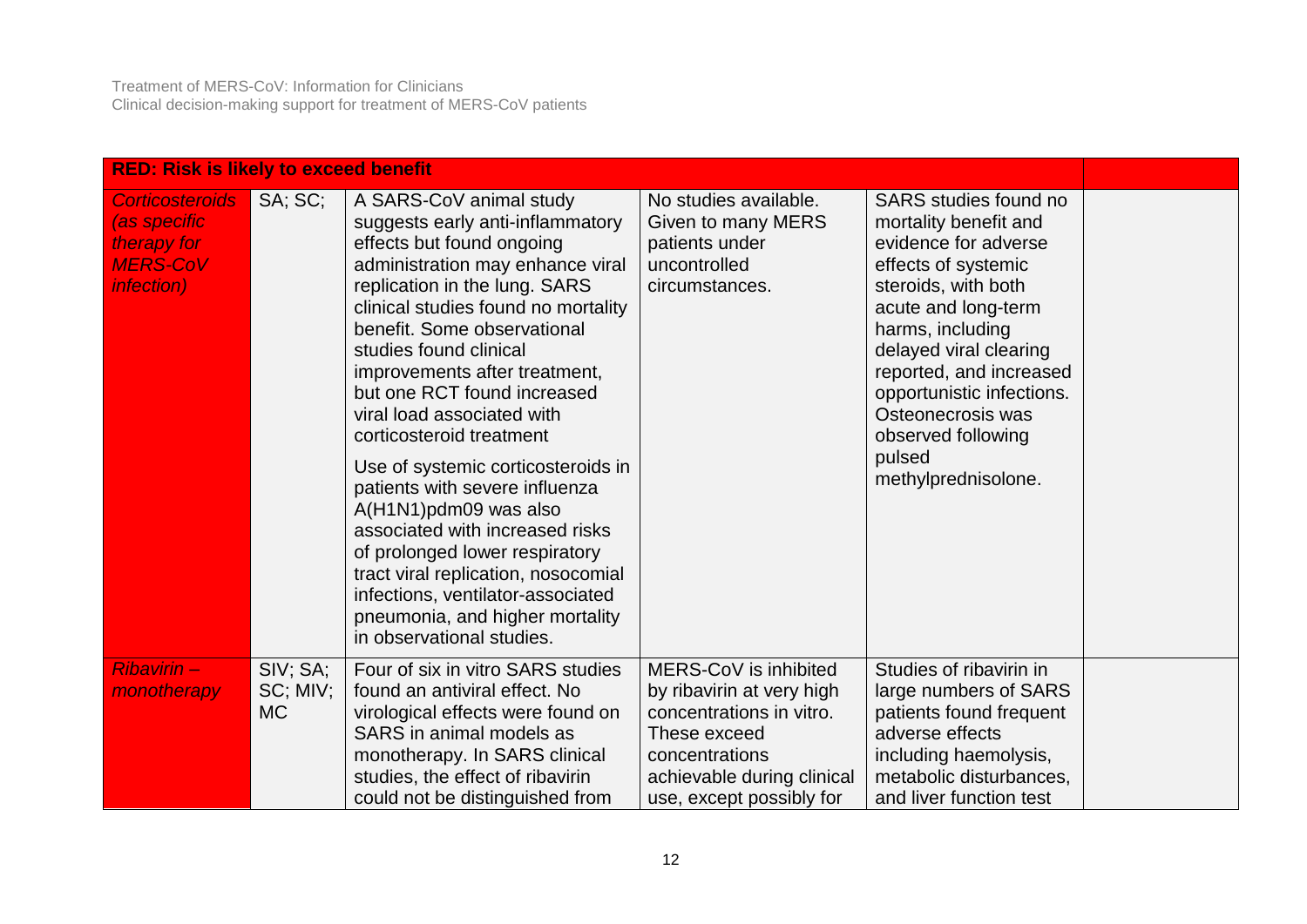| RED: Risk is likely to exceed benefit | | | | | |
|---|---|---|---|---|---|
| *Corticosteroids (as specific therapy for MERS-CoV infection)* | SA; SC; | A SARS-CoV animal study suggests early anti-inflammatory effects but found ongoing administration may enhance viral replication in the lung. SARS clinical studies found no mortality benefit. Some observational studies found clinical improvements after treatment, but one RCT found increased viral load associated with corticosteroid treatment<br><br>Use of systemic corticosteroids in patients with severe influenza A(H1N1)pdm09 was also associated with increased risks of prolonged lower respiratory tract viral replication, nosocomial infections, ventilator-associated pneumonia, and higher mortality in observational studies. | No studies available. Given to many MERS patients under uncontrolled circumstances. | SARS studies found no mortality benefit and evidence for adverse effects of systemic steroids, with both acute and long-term harms, including delayed viral clearing reported, and increased opportunistic infections. Osteonecrosis was observed following pulsed methylprednisolone. | |
| *Ribavirin – monotherapy* | SIV; SA; SC; MIV; MC | Four of six in vitro SARS studies found an antiviral effect. No virological effects were found on SARS in animal models as monotherapy. In SARS clinical studies, the effect of ribavirin could not be distinguished from | MERS-CoV is inhibited by ribavirin at very high concentrations in vitro. These exceed concentrations achievable during clinical use, except possibly for | Studies of ribavirin in large numbers of SARS patients found frequent adverse effects including haemolysis, metabolic disturbances, and liver function test | |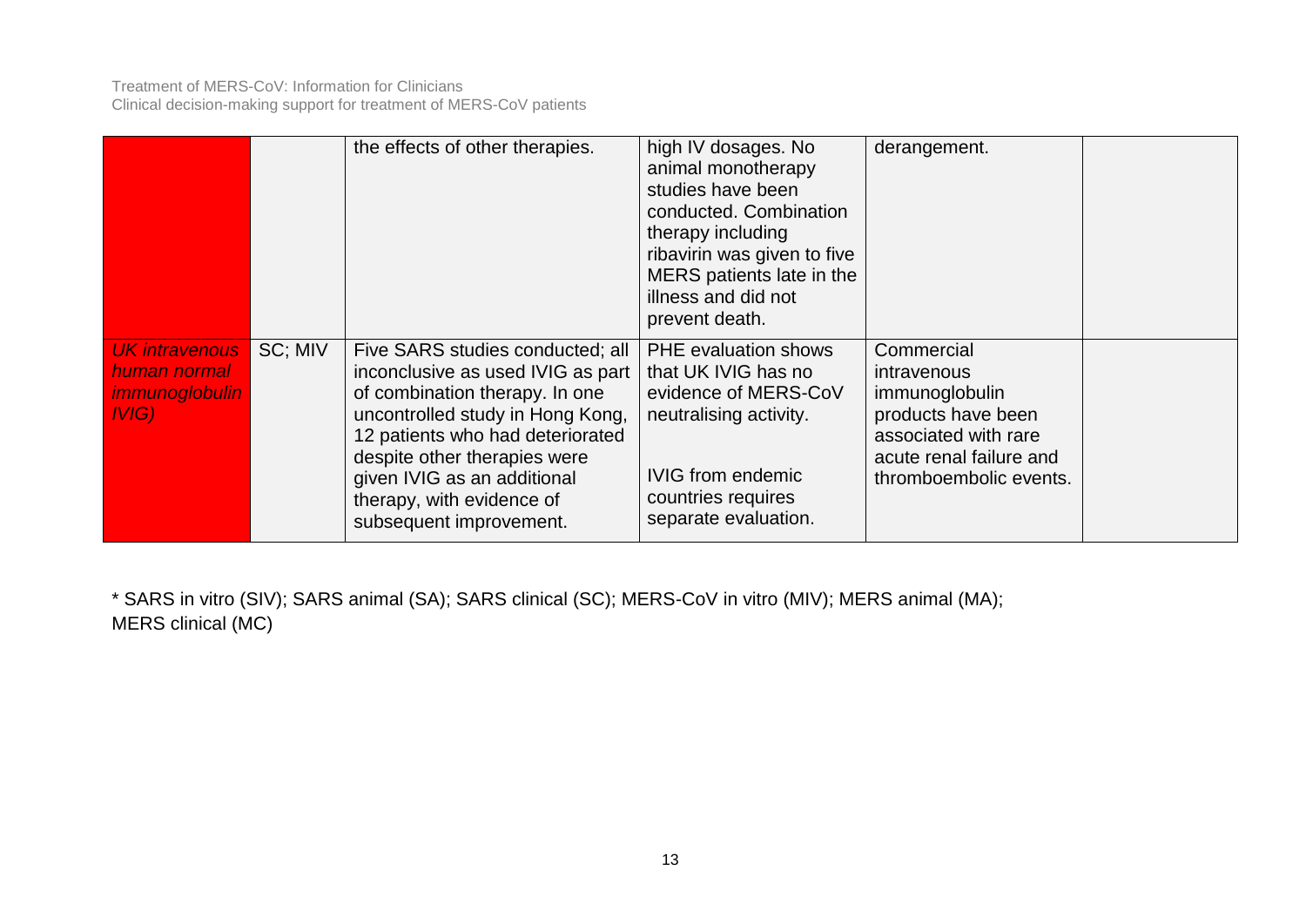| | | | | | |
|---|---|---|---|---|---|
| | | the effects of other therapies. | high IV dosages. No animal monotherapy studies have been conducted. Combination therapy including ribavirin was given to five MERS patients late in the illness and did not prevent death. | derangement. | |
| *UK intravenous human normal immunoglobulin IVIG)* | SC; MIV | Five SARS studies conducted; all inconclusive as used IVIG as part of combination therapy. In one uncontrolled study in Hong Kong, 12 patients who had deteriorated despite other therapies were given IVIG as an additional therapy, with evidence of subsequent improvement. | PHE evaluation shows that UK IVIG has no evidence of MERS-CoV neutralising activity.<br><br>IVIG from endemic countries requires separate evaluation. | Commercial intravenous immunoglobulin products have been associated with rare acute renal failure and thromboembolic events. | |

* SARS in vitro (SIV); SARS animal (SA); SARS clinical (SC); MERS-CoV in vitro (MIV); MERS animal (MA); MERS clinical (MC)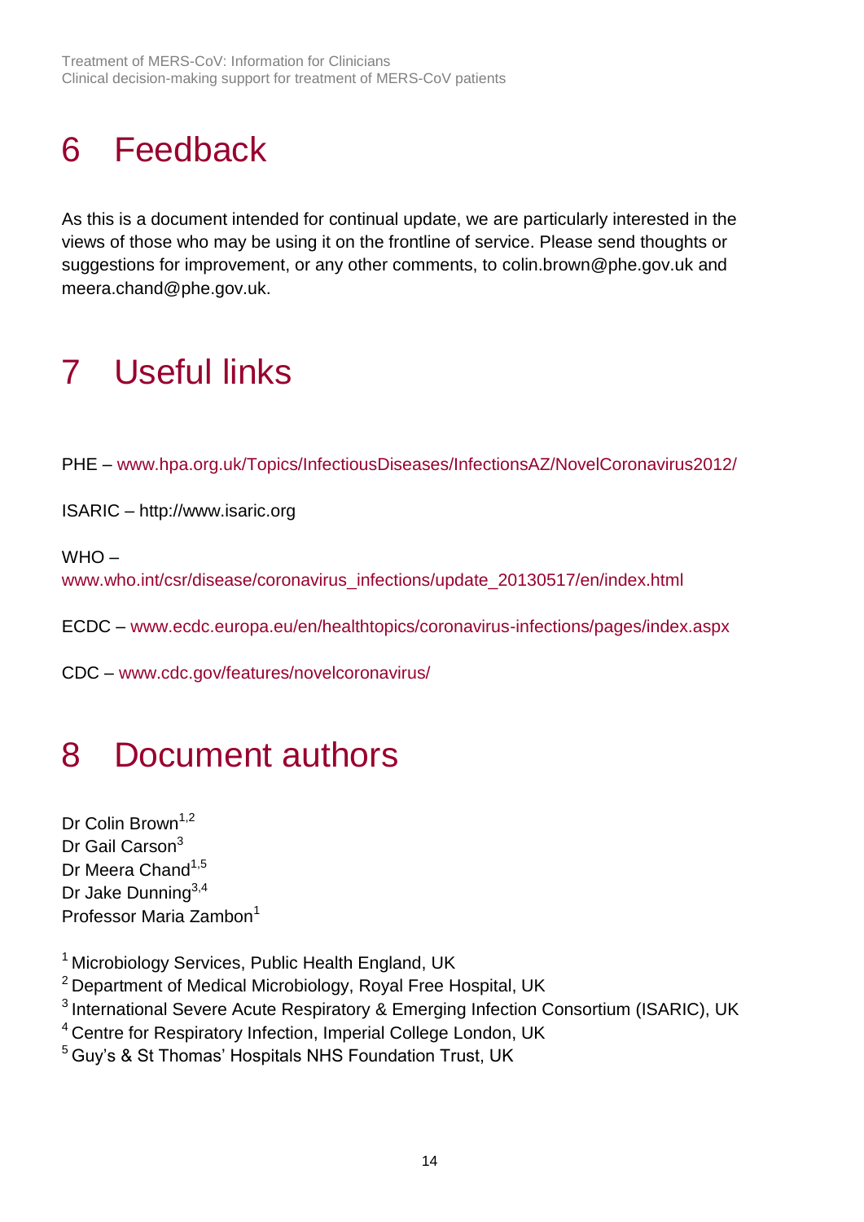# 6 Feedback

As this is a document intended for continual update, we are particularly interested in the views of those who may be using it on the frontline of service. Please send thoughts or suggestions for improvement, or any other comments, to colin.brown@phe.gov.uk and meera.chand@phe.gov.uk.

# 7 Useful links

PHE – www.hpa.org.uk/Topics/InfectiousDiseases/InfectionsAZ/NovelCoronavirus2012/

ISARIC – http://www.isaric.org

WHO – www.who.int/csr/disease/coronavirus_infections/update_20130517/en/index.html

ECDC – www.ecdc.europa.eu/en/healthtopics/coronavirus-infections/pages/index.aspx

CDC – www.cdc.gov/features/novelcoronavirus/

# 8 Document authors

Dr Colin Brown[1,2]
Dr Gail Carson[3]
Dr Meera Chand[1,5]
Dr Jake Dunning[3,4]
Professor Maria Zambon[1]

[1] Microbiology Services, Public Health England, UK
[2] Department of Medical Microbiology, Royal Free Hospital, UK
[3] International Severe Acute Respiratory & Emerging Infection Consortium (ISARIC), UK
[4] Centre for Respiratory Infection, Imperial College London, UK
[5] Guy's & St Thomas' Hospitals NHS Foundation Trust, UK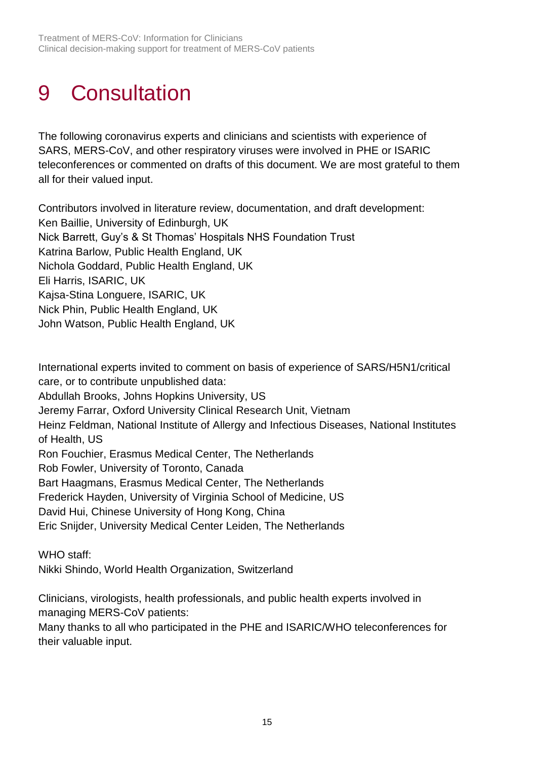# 9 Consultation

The following coronavirus experts and clinicians and scientists with experience of SARS, MERS-CoV, and other respiratory viruses were involved in PHE or ISARIC teleconferences or commented on drafts of this document. We are most grateful to them all for their valued input.

Contributors involved in literature review, documentation, and draft development:
Ken Baillie, University of Edinburgh, UK
Nick Barrett, Guy's & St Thomas' Hospitals NHS Foundation Trust
Katrina Barlow, Public Health England, UK
Nichola Goddard, Public Health England, UK
Eli Harris, ISARIC, UK
Kajsa-Stina Longuere, ISARIC, UK
Nick Phin, Public Health England, UK
John Watson, Public Health England, UK

International experts invited to comment on basis of experience of SARS/H5N1/critical care, or to contribute unpublished data:
Abdullah Brooks, Johns Hopkins University, US
Jeremy Farrar, Oxford University Clinical Research Unit, Vietnam
Heinz Feldman, National Institute of Allergy and Infectious Diseases, National Institutes of Health, US
Ron Fouchier, Erasmus Medical Center, The Netherlands
Rob Fowler, University of Toronto, Canada
Bart Haagmans, Erasmus Medical Center, The Netherlands
Frederick Hayden, University of Virginia School of Medicine, US
David Hui, Chinese University of Hong Kong, China
Eric Snijder, University Medical Center Leiden, The Netherlands

WHO staff:
Nikki Shindo, World Health Organization, Switzerland

Clinicians, virologists, health professionals, and public health experts involved in managing MERS-CoV patients:
Many thanks to all who participated in the PHE and ISARIC/WHO teleconferences for their valuable input.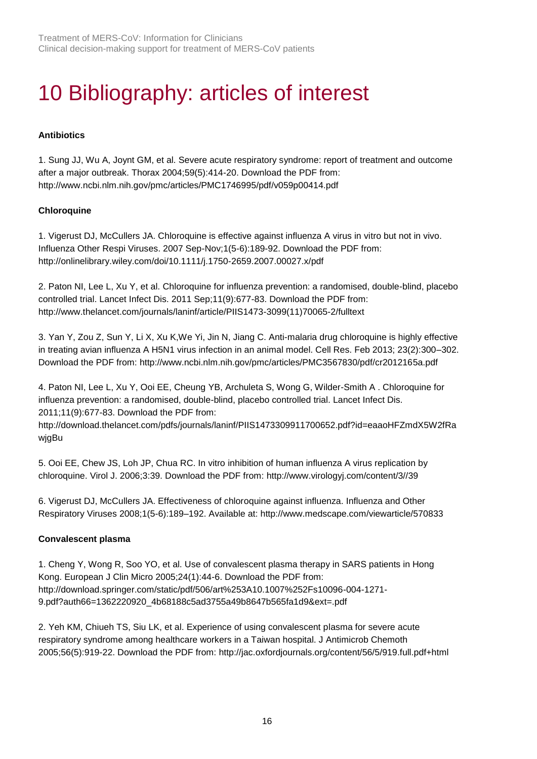# 10 Bibliography: articles of interest

**Antibiotics**

1. Sung JJ, Wu A, Joynt GM, et al. Severe acute respiratory syndrome: report of treatment and outcome after a major outbreak. Thorax 2004;59(5):414-20. Download the PDF from: http://www.ncbi.nlm.nih.gov/pmc/articles/PMC1746995/pdf/v059p00414.pdf

**Chloroquine**

1. Vigerust DJ, McCullers JA. Chloroquine is effective against influenza A virus in vitro but not in vivo. Influenza Other Respi Viruses. 2007 Sep-Nov;1(5-6):189-92. Download the PDF from: http://onlinelibrary.wiley.com/doi/10.1111/j.1750-2659.2007.00027.x/pdf

2. Paton NI, Lee L, Xu Y, et al. Chloroquine for influenza prevention: a randomised, double-blind, placebo controlled trial. Lancet Infect Dis. 2011 Sep;11(9):677-83. Download the PDF from: http://www.thelancet.com/journals/laninf/article/PIIS1473-3099(11)70065-2/fulltext

3. Yan Y, Zou Z, Sun Y, Li X, Xu K,We Yi, Jin N, Jiang C. Anti-malaria drug chloroquine is highly effective in treating avian influenza A H5N1 virus infection in an animal model. Cell Res. Feb 2013; 23(2):300–302. Download the PDF from: http://www.ncbi.nlm.nih.gov/pmc/articles/PMC3567830/pdf/cr2012165a.pdf

4. Paton NI, Lee L, Xu Y, Ooi EE, Cheung YB, Archuleta S, Wong G, Wilder-Smith A . Chloroquine for influenza prevention: a randomised, double-blind, placebo controlled trial. Lancet Infect Dis. 2011;11(9):677-83. Download the PDF from: http://download.thelancet.com/pdfs/journals/laninf/PIIS1473309911700652.pdf?id=eaaoHFZmdX5W2fRawjgBu

5. Ooi EE, Chew JS, Loh JP, Chua RC. In vitro inhibition of human influenza A virus replication by chloroquine. Virol J. 2006;3:39. Download the PDF from: http://www.virologyj.com/content/3//39

6. Vigerust DJ, McCullers JA. Effectiveness of chloroquine against influenza. Influenza and Other Respiratory Viruses 2008;1(5-6):189–192. Available at: http://www.medscape.com/viewarticle/570833

**Convalescent plasma**

1. Cheng Y, Wong R, Soo YO, et al. Use of convalescent plasma therapy in SARS patients in Hong Kong. European J Clin Micro 2005;24(1):44-6. Download the PDF from: http://download.springer.com/static/pdf/506/art%253A10.1007%252Fs10096-004-1271-9.pdf?auth66=1362220920_4b68188c5ad3755a49b8647b565fa1d9&ext=.pdf

2. Yeh KM, Chiueh TS, Siu LK, et al. Experience of using convalescent plasma for severe acute respiratory syndrome among healthcare workers in a Taiwan hospital. J Antimicrob Chemoth 2005;56(5):919-22. Download the PDF from: http://jac.oxfordjournals.org/content/56/5/919.full.pdf+html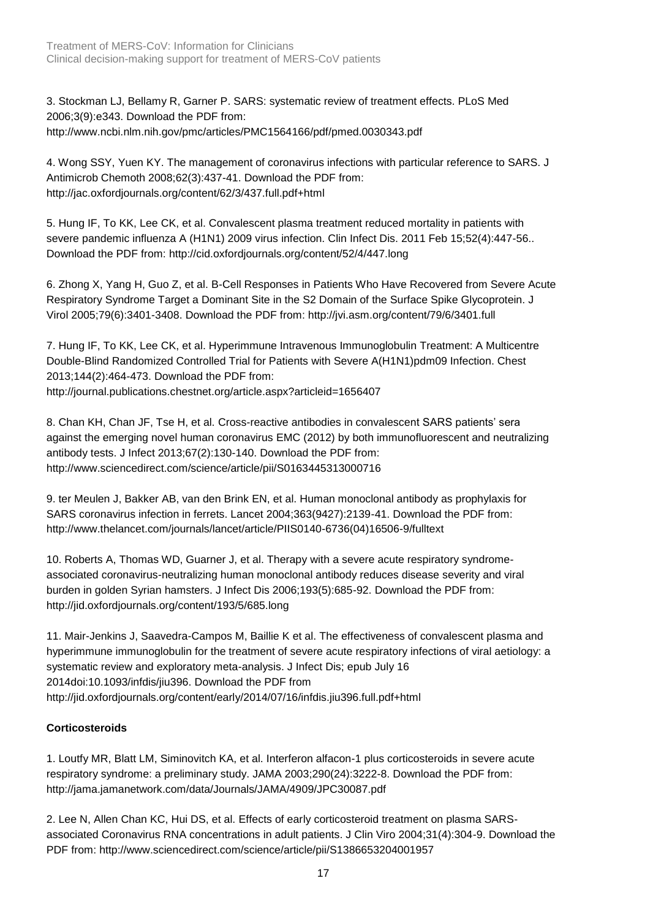3. Stockman LJ, Bellamy R, Garner P. SARS: systematic review of treatment effects. PLoS Med 2006;3(9):e343. Download the PDF from: http://www.ncbi.nlm.nih.gov/pmc/articles/PMC1564166/pdf/pmed.0030343.pdf

4. Wong SSY, Yuen KY. The management of coronavirus infections with particular reference to SARS. J Antimicrob Chemoth 2008;62(3):437-41. Download the PDF from: http://jac.oxfordjournals.org/content/62/3/437.full.pdf+html

5. Hung IF, To KK, Lee CK, et al. Convalescent plasma treatment reduced mortality in patients with severe pandemic influenza A (H1N1) 2009 virus infection. Clin Infect Dis. 2011 Feb 15;52(4):447-56.. Download the PDF from: http://cid.oxfordjournals.org/content/52/4/447.long

6. Zhong X, Yang H, Guo Z, et al. B-Cell Responses in Patients Who Have Recovered from Severe Acute Respiratory Syndrome Target a Dominant Site in the S2 Domain of the Surface Spike Glycoprotein. J Virol 2005;79(6):3401-3408. Download the PDF from: http://jvi.asm.org/content/79/6/3401.full

7. Hung IF, To KK, Lee CK, et al. Hyperimmune Intravenous Immunoglobulin Treatment: A Multicentre Double-Blind Randomized Controlled Trial for Patients with Severe A(H1N1)pdm09 Infection. Chest 2013;144(2):464-473. Download the PDF from: http://journal.publications.chestnet.org/article.aspx?articleid=1656407

8. Chan KH, Chan JF, Tse H, et al. Cross-reactive antibodies in convalescent SARS patients' sera against the emerging novel human coronavirus EMC (2012) by both immunofluorescent and neutralizing antibody tests. J Infect 2013;67(2):130-140. Download the PDF from: http://www.sciencedirect.com/science/article/pii/S0163445313000716

9. ter Meulen J, Bakker AB, van den Brink EN, et al. Human monoclonal antibody as prophylaxis for SARS coronavirus infection in ferrets. Lancet 2004;363(9427):2139-41. Download the PDF from: http://www.thelancet.com/journals/lancet/article/PIIS0140-6736(04)16506-9/fulltext

10. Roberts A, Thomas WD, Guarner J, et al. Therapy with a severe acute respiratory syndrome-associated coronavirus-neutralizing human monoclonal antibody reduces disease severity and viral burden in golden Syrian hamsters. J Infect Dis 2006;193(5):685-92. Download the PDF from: http://jid.oxfordjournals.org/content/193/5/685.long

11. Mair-Jenkins J, Saavedra-Campos M, Baillie K et al. The effectiveness of convalescent plasma and hyperimmune immunoglobulin for the treatment of severe acute respiratory infections of viral aetiology: a systematic review and exploratory meta-analysis. J Infect Dis; epub July 16 2014doi:10.1093/infdis/jiu396. Download the PDF from http://jid.oxfordjournals.org/content/early/2014/07/16/infdis.jiu396.full.pdf+html

**Corticosteroids**

1. Loutfy MR, Blatt LM, Siminovitch KA, et al. Interferon alfacon-1 plus corticosteroids in severe acute respiratory syndrome: a preliminary study. JAMA 2003;290(24):3222-8. Download the PDF from: http://jama.jamanetwork.com/data/Journals/JAMA/4909/JPC30087.pdf

2. Lee N, Allen Chan KC, Hui DS, et al. Effects of early corticosteroid treatment on plasma SARS-associated Coronavirus RNA concentrations in adult patients. J Clin Viro 2004;31(4):304-9. Download the PDF from: http://www.sciencedirect.com/science/article/pii/S1386653204001957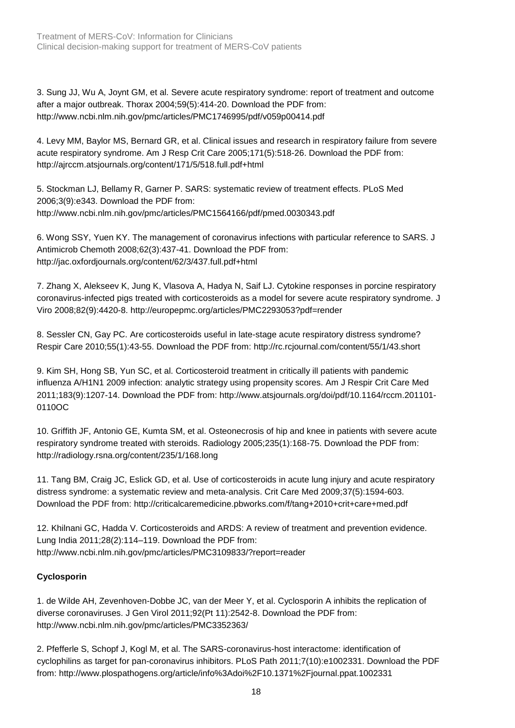3. Sung JJ, Wu A, Joynt GM, et al. Severe acute respiratory syndrome: report of treatment and outcome after a major outbreak. Thorax 2004;59(5):414-20. Download the PDF from: http://www.ncbi.nlm.nih.gov/pmc/articles/PMC1746995/pdf/v059p00414.pdf

4. Levy MM, Baylor MS, Bernard GR, et al. Clinical issues and research in respiratory failure from severe acute respiratory syndrome. Am J Resp Crit Care 2005;171(5):518-26. Download the PDF from: http://ajrccm.atsjournals.org/content/171/5/518.full.pdf+html

5. Stockman LJ, Bellamy R, Garner P. SARS: systematic review of treatment effects. PLoS Med 2006;3(9):e343. Download the PDF from: http://www.ncbi.nlm.nih.gov/pmc/articles/PMC1564166/pdf/pmed.0030343.pdf

6. Wong SSY, Yuen KY. The management of coronavirus infections with particular reference to SARS. J Antimicrob Chemoth 2008;62(3):437-41. Download the PDF from: http://jac.oxfordjournals.org/content/62/3/437.full.pdf+html

7. Zhang X, Alekseev K, Jung K, Vlasova A, Hadya N, Saif LJ. Cytokine responses in porcine respiratory coronavirus-infected pigs treated with corticosteroids as a model for severe acute respiratory syndrome. J Viro 2008;82(9):4420-8. http://europepmc.org/articles/PMC2293053?pdf=render

8. Sessler CN, Gay PC. Are corticosteroids useful in late-stage acute respiratory distress syndrome? Respir Care 2010;55(1):43-55. Download the PDF from: http://rc.rcjournal.com/content/55/1/43.short

9. Kim SH, Hong SB, Yun SC, et al. Corticosteroid treatment in critically ill patients with pandemic influenza A/H1N1 2009 infection: analytic strategy using propensity scores. Am J Respir Crit Care Med 2011;183(9):1207-14. Download the PDF from: http://www.atsjournals.org/doi/pdf/10.1164/rccm.201101-0110OC

10. Griffith JF, Antonio GE, Kumta SM, et al. Osteonecrosis of hip and knee in patients with severe acute respiratory syndrome treated with steroids. Radiology 2005;235(1):168-75. Download the PDF from: http://radiology.rsna.org/content/235/1/168.long

11. Tang BM, Craig JC, Eslick GD, et al. Use of corticosteroids in acute lung injury and acute respiratory distress syndrome: a systematic review and meta-analysis. Crit Care Med 2009;37(5):1594-603. Download the PDF from: http://criticalcaremedicine.pbworks.com/f/tang+2010+crit+care+med.pdf

12. Khilnani GC, Hadda V. Corticosteroids and ARDS: A review of treatment and prevention evidence. Lung India 2011;28(2):114–119. Download the PDF from: http://www.ncbi.nlm.nih.gov/pmc/articles/PMC3109833/?report=reader

**Cyclosporin**

1. de Wilde AH, Zevenhoven-Dobbe JC, van der Meer Y, et al. Cyclosporin A inhibits the replication of diverse coronaviruses. J Gen Virol 2011;92(Pt 11):2542-8. Download the PDF from: http://www.ncbi.nlm.nih.gov/pmc/articles/PMC3352363/

2. Pfefferle S, Schopf J, Kogl M, et al. The SARS-coronavirus-host interactome: identification of cyclophilins as target for pan-coronavirus inhibitors. PLoS Path 2011;7(10):e1002331. Download the PDF from: http://www.plospathogens.org/article/info%3Adoi%2F10.1371%2Fjournal.ppat.1002331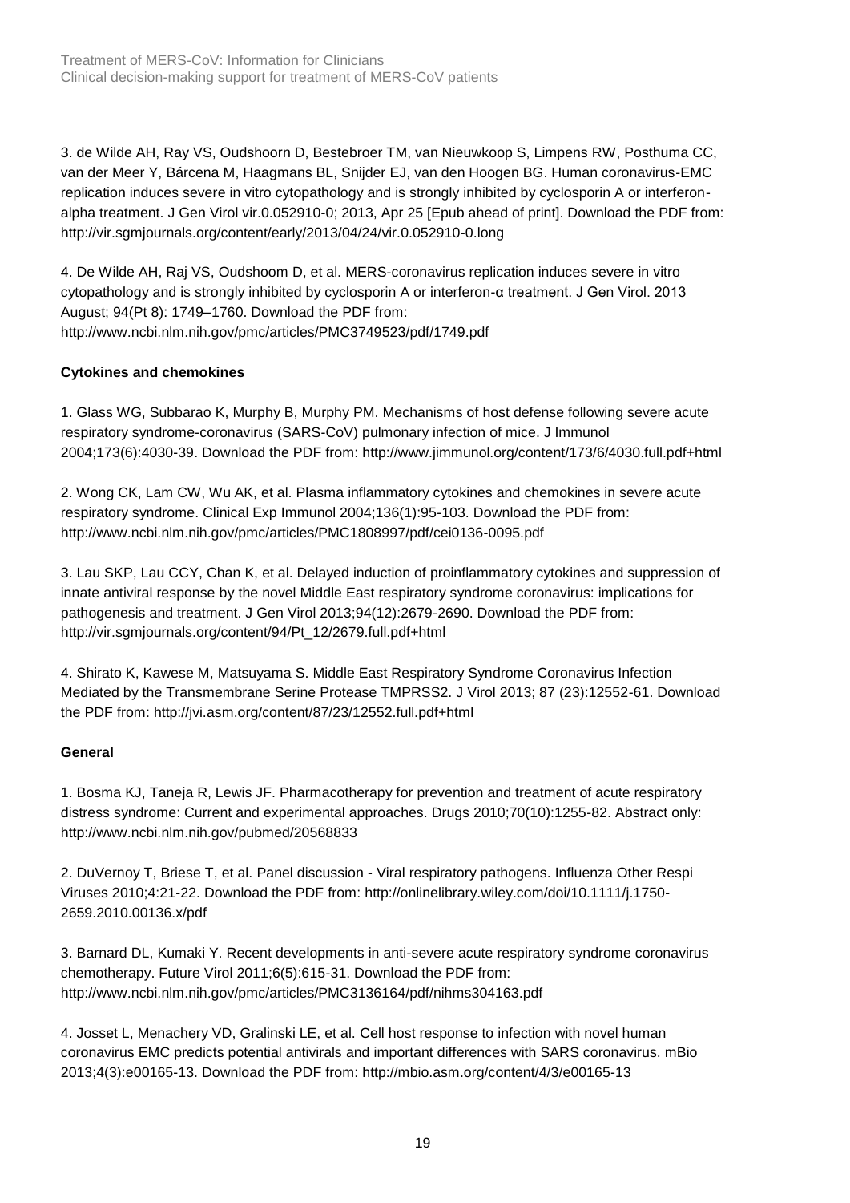3. de Wilde AH, Ray VS, Oudshoorn D, Bestebroer TM, van Nieuwkoop S, Limpens RW, Posthuma CC, van der Meer Y, Bárcena M, Haagmans BL, Snijder EJ, van den Hoogen BG. Human coronavirus-EMC replication induces severe in vitro cytopathology and is strongly inhibited by cyclosporin A or interferon-alpha treatment. J Gen Virol vir.0.052910-0; 2013, Apr 25 [Epub ahead of print]. Download the PDF from: http://vir.sgmjournals.org/content/early/2013/04/24/vir.0.052910-0.long

4. De Wilde AH, Raj VS, Oudshoom D, et al. MERS-coronavirus replication induces severe in vitro cytopathology and is strongly inhibited by cyclosporin A or interferon-α treatment. J Gen Virol. 2013 August; 94(Pt 8): 1749–1760. Download the PDF from: http://www.ncbi.nlm.nih.gov/pmc/articles/PMC3749523/pdf/1749.pdf

**Cytokines and chemokines**

1. Glass WG, Subbarao K, Murphy B, Murphy PM. Mechanisms of host defense following severe acute respiratory syndrome-coronavirus (SARS-CoV) pulmonary infection of mice. J Immunol 2004;173(6):4030-39. Download the PDF from: http://www.jimmunol.org/content/173/6/4030.full.pdf+html

2. Wong CK, Lam CW, Wu AK, et al. Plasma inflammatory cytokines and chemokines in severe acute respiratory syndrome. Clinical Exp Immunol 2004;136(1):95-103. Download the PDF from: http://www.ncbi.nlm.nih.gov/pmc/articles/PMC1808997/pdf/cei0136-0095.pdf

3. Lau SKP, Lau CCY, Chan K, et al. Delayed induction of proinflammatory cytokines and suppression of innate antiviral response by the novel Middle East respiratory syndrome coronavirus: implications for pathogenesis and treatment. J Gen Virol 2013;94(12):2679-2690. Download the PDF from: http://vir.sgmjournals.org/content/94/Pt_12/2679.full.pdf+html

4. Shirato K, Kawese M, Matsuyama S. Middle East Respiratory Syndrome Coronavirus Infection Mediated by the Transmembrane Serine Protease TMPRSS2. J Virol 2013; 87 (23):12552-61. Download the PDF from: http://jvi.asm.org/content/87/23/12552.full.pdf+html

**General**

1. Bosma KJ, Taneja R, Lewis JF. Pharmacotherapy for prevention and treatment of acute respiratory distress syndrome: Current and experimental approaches. Drugs 2010;70(10):1255-82. Abstract only: http://www.ncbi.nlm.nih.gov/pubmed/20568833

2. DuVernoy T, Briese T, et al. Panel discussion - Viral respiratory pathogens. Influenza Other Respi Viruses 2010;4:21-22. Download the PDF from: http://onlinelibrary.wiley.com/doi/10.1111/j.1750-2659.2010.00136.x/pdf

3. Barnard DL, Kumaki Y. Recent developments in anti-severe acute respiratory syndrome coronavirus chemotherapy. Future Virol 2011;6(5):615-31. Download the PDF from: http://www.ncbi.nlm.nih.gov/pmc/articles/PMC3136164/pdf/nihms304163.pdf

4. Josset L, Menachery VD, Gralinski LE, et al. Cell host response to infection with novel human coronavirus EMC predicts potential antivirals and important differences with SARS coronavirus. mBio 2013;4(3):e00165-13. Download the PDF from: http://mbio.asm.org/content/4/3/e00165-13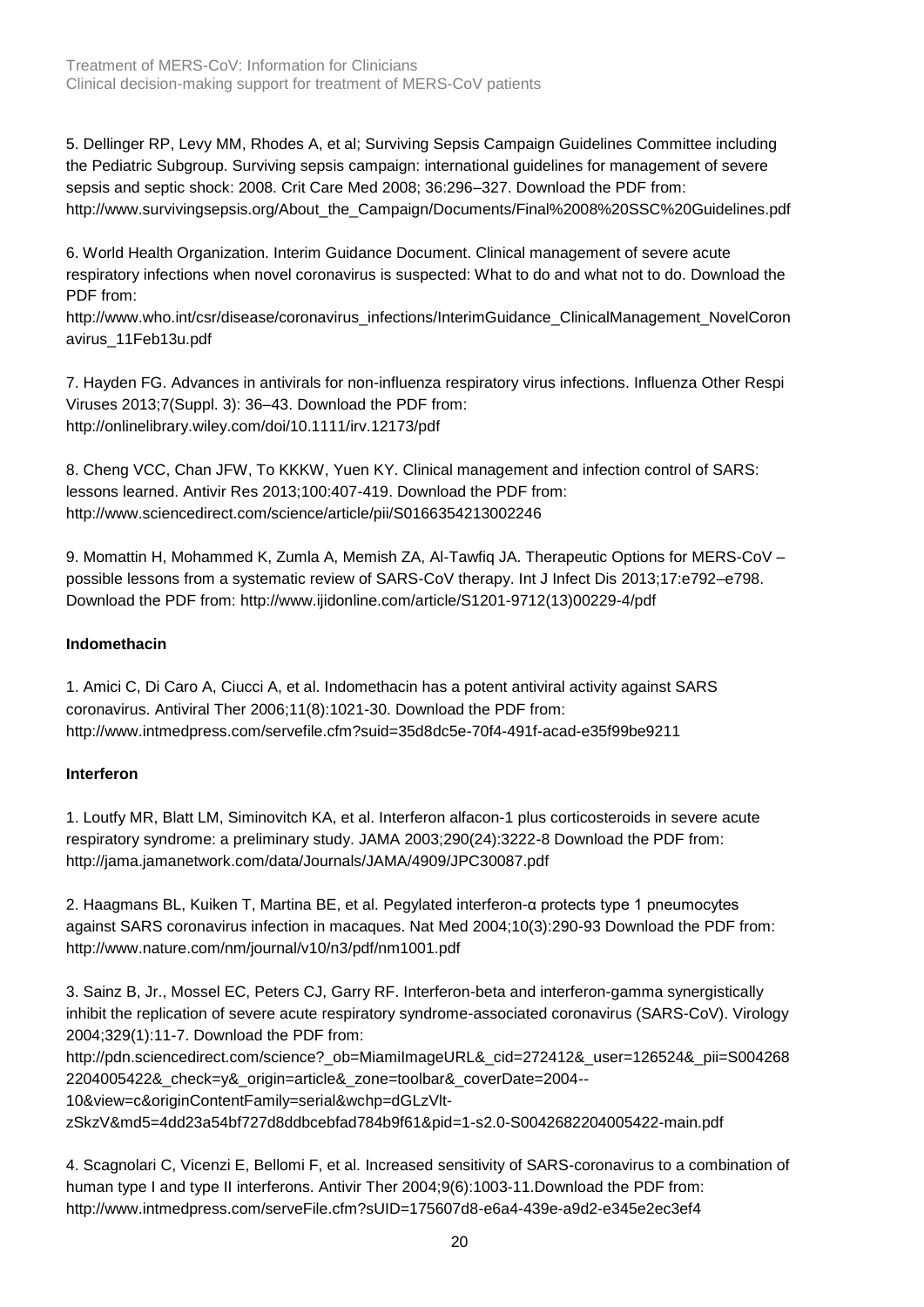5. Dellinger RP, Levy MM, Rhodes A, et al; Surviving Sepsis Campaign Guidelines Committee including the Pediatric Subgroup. Surviving sepsis campaign: international guidelines for management of severe sepsis and septic shock: 2008. Crit Care Med 2008; 36:296–327. Download the PDF from: http://www.survivingsepsis.org/About_the_Campaign/Documents/Final%2008%20SSC%20Guidelines.pdf

6. World Health Organization. Interim Guidance Document. Clinical management of severe acute respiratory infections when novel coronavirus is suspected: What to do and what not to do. Download the PDF from: http://www.who.int/csr/disease/coronavirus_infections/InterimGuidance_ClinicalManagement_NovelCoronavirus_11Feb13u.pdf

7. Hayden FG. Advances in antivirals for non-influenza respiratory virus infections. Influenza Other Respi Viruses 2013;7(Suppl. 3): 36–43. Download the PDF from: http://onlinelibrary.wiley.com/doi/10.1111/irv.12173/pdf

8. Cheng VCC, Chan JFW, To KKKW, Yuen KY. Clinical management and infection control of SARS: lessons learned. Antivir Res 2013;100:407-419. Download the PDF from: http://www.sciencedirect.com/science/article/pii/S0166354213002246

9. Momattin H, Mohammed K, Zumla A, Memish ZA, Al-Tawfiq JA. Therapeutic Options for MERS-CoV – possible lessons from a systematic review of SARS-CoV therapy. Int J Infect Dis 2013;17:e792–e798. Download the PDF from: http://www.ijidonline.com/article/S1201-9712(13)00229-4/pdf

**Indomethacin**

1. Amici C, Di Caro A, Ciucci A, et al. Indomethacin has a potent antiviral activity against SARS coronavirus. Antiviral Ther 2006;11(8):1021-30. Download the PDF from: http://www.intmedpress.com/servefile.cfm?suid=35d8dc5e-70f4-491f-acad-e35f99be9211

**Interferon**

1. Loutfy MR, Blatt LM, Siminovitch KA, et al. Interferon alfacon-1 plus corticosteroids in severe acute respiratory syndrome: a preliminary study. JAMA 2003;290(24):3222-8 Download the PDF from: http://jama.jamanetwork.com/data/Journals/JAMA/4909/JPC30087.pdf

2. Haagmans BL, Kuiken T, Martina BE, et al. Pegylated interferon-α protects type 1 pneumocytes against SARS coronavirus infection in macaques. Nat Med 2004;10(3):290-93 Download the PDF from: http://www.nature.com/nm/journal/v10/n3/pdf/nm1001.pdf

3. Sainz B, Jr., Mossel EC, Peters CJ, Garry RF. Interferon-beta and interferon-gamma synergistically inhibit the replication of severe acute respiratory syndrome-associated coronavirus (SARS-CoV). Virology 2004;329(1):11-7. Download the PDF from: http://pdn.sciencedirect.com/science?_ob=MiamiImageURL&_cid=272412&_user=126524&_pii=S0042682204005422&_check=y&_origin=article&_zone=toolbar&_coverDate=2004--10&view=c&originContentFamily=serial&wchp=dGLzVlt-zSkzV&md5=4dd23a54bf727d8ddbcebfad784b9f61&pid=1-s2.0-S0042682204005422-main.pdf

4. Scagnolari C, Vicenzi E, Bellomi F, et al. Increased sensitivity of SARS-coronavirus to a combination of human type I and type II interferons. Antivir Ther 2004;9(6):1003-11.Download the PDF from: http://www.intmedpress.com/serveFile.cfm?sUID=175607d8-e6a4-439e-a9d2-e345e2ec3ef4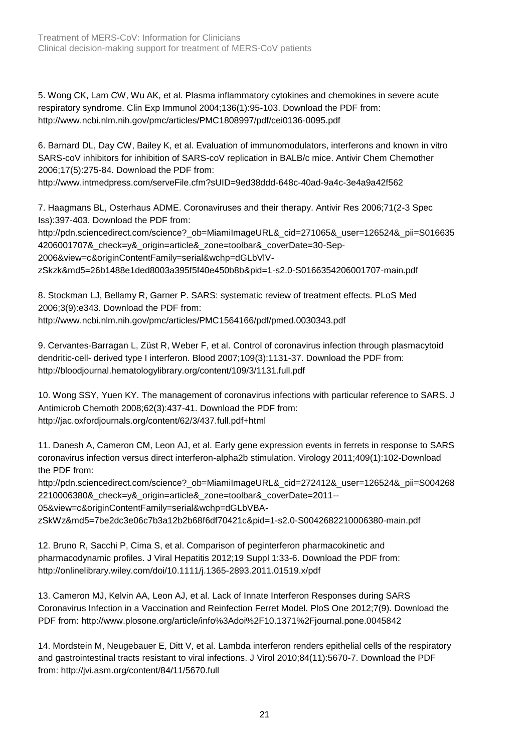5. Wong CK, Lam CW, Wu AK, et al. Plasma inflammatory cytokines and chemokines in severe acute respiratory syndrome. Clin Exp Immunol 2004;136(1):95-103. Download the PDF from: http://www.ncbi.nlm.nih.gov/pmc/articles/PMC1808997/pdf/cei0136-0095.pdf

6. Barnard DL, Day CW, Bailey K, et al. Evaluation of immunomodulators, interferons and known in vitro SARS-coV inhibitors for inhibition of SARS-coV replication in BALB/c mice. Antivir Chem Chemother 2006;17(5):275-84. Download the PDF from: http://www.intmedpress.com/serveFile.cfm?sUID=9ed38ddd-648c-40ad-9a4c-3e4a9a42f562

7. Haagmans BL, Osterhaus ADME. Coronaviruses and their therapy. Antivir Res 2006;71(2-3 Spec Iss):397-403. Download the PDF from: http://pdn.sciencedirect.com/science?_ob=MiamiImageURL&_cid=271065&_user=126524&_pii=S0166354206001707&_check=y&_origin=article&_zone=toolbar&_coverDate=30-Sep-2006&view=c&originContentFamily=serial&wchp=dGLbVlV-zSkzk&md5=26b1488e1ded8003a395f5f40e450b8b&pid=1-s2.0-S0166354206001707-main.pdf

8. Stockman LJ, Bellamy R, Garner P. SARS: systematic review of treatment effects. PLoS Med 2006;3(9):e343. Download the PDF from: http://www.ncbi.nlm.nih.gov/pmc/articles/PMC1564166/pdf/pmed.0030343.pdf

9. Cervantes-Barragan L, Züst R, Weber F, et al. Control of coronavirus infection through plasmacytoid dendritic-cell- derived type I interferon. Blood 2007;109(3):1131-37. Download the PDF from: http://bloodjournal.hematologylibrary.org/content/109/3/1131.full.pdf

10. Wong SSY, Yuen KY. The management of coronavirus infections with particular reference to SARS. J Antimicrob Chemoth 2008;62(3):437-41. Download the PDF from: http://jac.oxfordjournals.org/content/62/3/437.full.pdf+html

11. Danesh A, Cameron CM, Leon AJ, et al. Early gene expression events in ferrets in response to SARS coronavirus infection versus direct interferon-alpha2b stimulation. Virology 2011;409(1):102-Download the PDF from: http://pdn.sciencedirect.com/science?_ob=MiamiImageURL&_cid=272412&_user=126524&_pii=S0042682210006380&_check=y&_origin=article&_zone=toolbar&_coverDate=2011--05&view=c&originContentFamily=serial&wchp=dGLbVBA-zSkWz&md5=7be2dc3e06c7b3a12b2b68f6df70421c&pid=1-s2.0-S0042682210006380-main.pdf

12. Bruno R, Sacchi P, Cima S, et al. Comparison of peginterferon pharmacokinetic and pharmacodynamic profiles. J Viral Hepatitis 2012;19 Suppl 1:33-6. Download the PDF from: http://onlinelibrary.wiley.com/doi/10.1111/j.1365-2893.2011.01519.x/pdf

13. Cameron MJ, Kelvin AA, Leon AJ, et al. Lack of Innate Interferon Responses during SARS Coronavirus Infection in a Vaccination and Reinfection Ferret Model. PloS One 2012;7(9). Download the PDF from: http://www.plosone.org/article/info%3Adoi%2F10.1371%2Fjournal.pone.0045842

14. Mordstein M, Neugebauer E, Ditt V, et al. Lambda interferon renders epithelial cells of the respiratory and gastrointestinal tracts resistant to viral infections. J Virol 2010;84(11):5670-7. Download the PDF from: http://jvi.asm.org/content/84/11/5670.full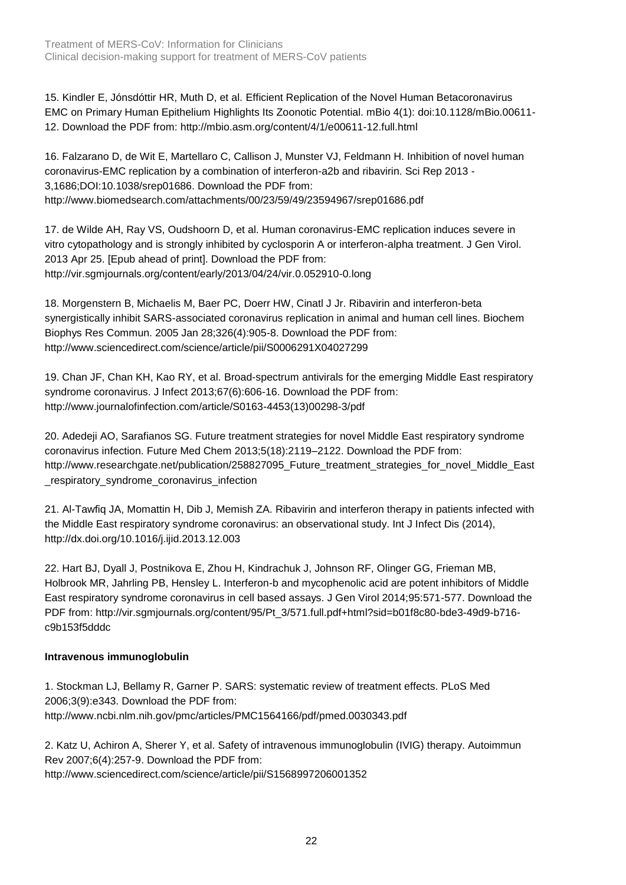15. Kindler E, Jónsdóttir HR, Muth D, et al. Efficient Replication of the Novel Human Betacoronavirus EMC on Primary Human Epithelium Highlights Its Zoonotic Potential. mBio 4(1): doi:10.1128/mBio.00611-12. Download the PDF from: http://mbio.asm.org/content/4/1/e00611-12.full.html

16. Falzarano D, de Wit E, Martellaro C, Callison J, Munster VJ, Feldmann H. Inhibition of novel human coronavirus-EMC replication by a combination of interferon-a2b and ribavirin. Sci Rep 2013 - 3,1686;DOI:10.1038/srep01686. Download the PDF from: http://www.biomedsearch.com/attachments/00/23/59/49/23594967/srep01686.pdf

17. de Wilde AH, Ray VS, Oudshoorn D, et al. Human coronavirus-EMC replication induces severe in vitro cytopathology and is strongly inhibited by cyclosporin A or interferon-alpha treatment. J Gen Virol. 2013 Apr 25. [Epub ahead of print]. Download the PDF from: http://vir.sgmjournals.org/content/early/2013/04/24/vir.0.052910-0.long

18. Morgenstern B, Michaelis M, Baer PC, Doerr HW, Cinatl J Jr. Ribavirin and interferon-beta synergistically inhibit SARS-associated coronavirus replication in animal and human cell lines. Biochem Biophys Res Commun. 2005 Jan 28;326(4):905-8. Download the PDF from: http://www.sciencedirect.com/science/article/pii/S0006291X04027299

19. Chan JF, Chan KH, Kao RY, et al. Broad-spectrum antivirals for the emerging Middle East respiratory syndrome coronavirus. J Infect 2013;67(6):606-16. Download the PDF from: http://www.journalofinfection.com/article/S0163-4453(13)00298-3/pdf

20. Adedeji AO, Sarafianos SG. Future treatment strategies for novel Middle East respiratory syndrome coronavirus infection. Future Med Chem 2013;5(18):2119–2122. Download the PDF from: http://www.researchgate.net/publication/258827095_Future_treatment_strategies_for_novel_Middle_East_respiratory_syndrome_coronavirus_infection

21. Al-Tawfiq JA, Momattin H, Dib J, Memish ZA. Ribavirin and interferon therapy in patients infected with the Middle East respiratory syndrome coronavirus: an observational study. Int J Infect Dis (2014), http://dx.doi.org/10.1016/j.ijid.2013.12.003

22. Hart BJ, Dyall J, Postnikova E, Zhou H, Kindrachuk J, Johnson RF, Olinger GG, Frieman MB, Holbrook MR, Jahrling PB, Hensley L. Interferon-b and mycophenolic acid are potent inhibitors of Middle East respiratory syndrome coronavirus in cell based assays. J Gen Virol 2014;95:571-577. Download the PDF from: http://vir.sgmjournals.org/content/95/Pt_3/571.full.pdf+html?sid=b01f8c80-bde3-49d9-b716-c9b153f5dddc

**Intravenous immunoglobulin**

1. Stockman LJ, Bellamy R, Garner P. SARS: systematic review of treatment effects. PLoS Med 2006;3(9):e343. Download the PDF from: http://www.ncbi.nlm.nih.gov/pmc/articles/PMC1564166/pdf/pmed.0030343.pdf

2. Katz U, Achiron A, Sherer Y, et al. Safety of intravenous immunoglobulin (IVIG) therapy. Autoimmun Rev 2007;6(4):257-9. Download the PDF from: http://www.sciencedirect.com/science/article/pii/S1568997206001352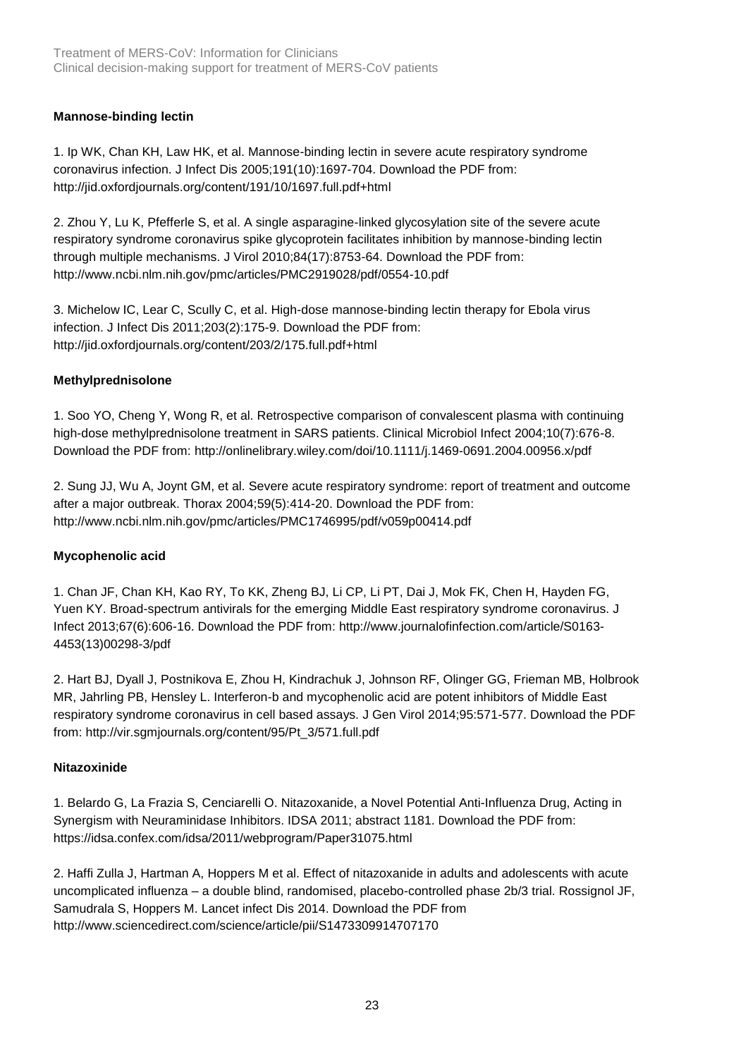### Mannose-binding lectin

1. Ip WK, Chan KH, Law HK, et al. Mannose-binding lectin in severe acute respiratory syndrome coronavirus infection. J Infect Dis 2005;191(10):1697-704. Download the PDF from: http://jid.oxfordjournals.org/content/191/10/1697.full.pdf+html

2. Zhou Y, Lu K, Pfefferle S, et al. A single asparagine-linked glycosylation site of the severe acute respiratory syndrome coronavirus spike glycoprotein facilitates inhibition by mannose-binding lectin through multiple mechanisms. J Virol 2010;84(17):8753-64. Download the PDF from: http://www.ncbi.nlm.nih.gov/pmc/articles/PMC2919028/pdf/0554-10.pdf

3. Michelow IC, Lear C, Scully C, et al. High-dose mannose-binding lectin therapy for Ebola virus infection. J Infect Dis 2011;203(2):175-9. Download the PDF from: http://jid.oxfordjournals.org/content/203/2/175.full.pdf+html

### Methylprednisolone

1. Soo YO, Cheng Y, Wong R, et al. Retrospective comparison of convalescent plasma with continuing high-dose methylprednisolone treatment in SARS patients. Clinical Microbiol Infect 2004;10(7):676-8. Download the PDF from: http://onlinelibrary.wiley.com/doi/10.1111/j.1469-0691.2004.00956.x/pdf

2. Sung JJ, Wu A, Joynt GM, et al. Severe acute respiratory syndrome: report of treatment and outcome after a major outbreak. Thorax 2004;59(5):414-20. Download the PDF from: http://www.ncbi.nlm.nih.gov/pmc/articles/PMC1746995/pdf/v059p00414.pdf

### Mycophenolic acid

1. Chan JF, Chan KH, Kao RY, To KK, Zheng BJ, Li CP, Li PT, Dai J, Mok FK, Chen H, Hayden FG, Yuen KY. Broad-spectrum antivirals for the emerging Middle East respiratory syndrome coronavirus. J Infect 2013;67(6):606-16. Download the PDF from: http://www.journalofinfection.com/article/S0163-4453(13)00298-3/pdf

2. Hart BJ, Dyall J, Postnikova E, Zhou H, Kindrachuk J, Johnson RF, Olinger GG, Frieman MB, Holbrook MR, Jahrling PB, Hensley L. Interferon-b and mycophenolic acid are potent inhibitors of Middle East respiratory syndrome coronavirus in cell based assays. J Gen Virol 2014;95:571-577. Download the PDF from: http://vir.sgmjournals.org/content/95/Pt_3/571.full.pdf

### Nitazoxinide

1. Belardo G, La Frazia S, Cenciarelli O. Nitazoxanide, a Novel Potential Anti-Influenza Drug, Acting in Synergism with Neuraminidase Inhibitors. IDSA 2011; abstract 1181. Download the PDF from: https://idsa.confex.com/idsa/2011/webprogram/Paper31075.html

2. Haffi Zulla J, Hartman A, Hoppers M et al. Effect of nitazoxanide in adults and adolescents with acute uncomplicated influenza – a double blind, randomised, placebo-controlled phase 2b/3 trial. Rossignol JF, Samudrala S, Hoppers M. Lancet infect Dis 2014. Download the PDF from http://www.sciencedirect.com/science/article/pii/S1473309914707170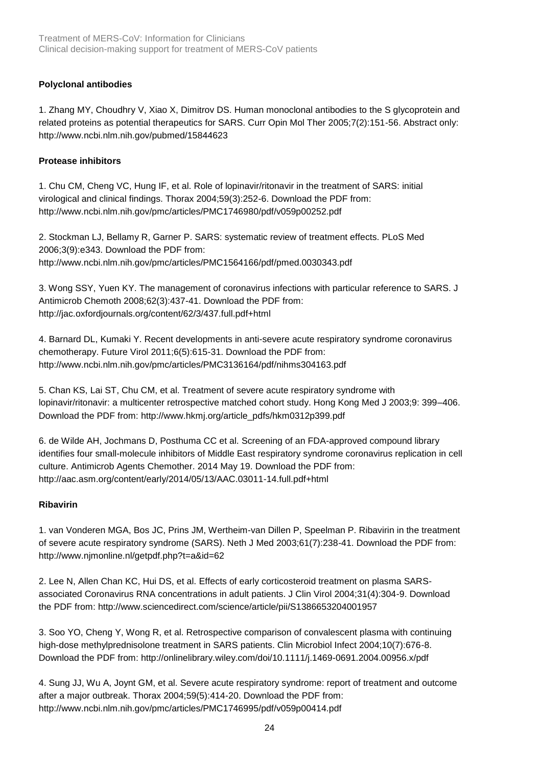### Polyclonal antibodies

1. Zhang MY, Choudhry V, Xiao X, Dimitrov DS. Human monoclonal antibodies to the S glycoprotein and related proteins as potential therapeutics for SARS. Curr Opin Mol Ther 2005;7(2):151-56. Abstract only: http://www.ncbi.nlm.nih.gov/pubmed/15844623

### Protease inhibitors

1. Chu CM, Cheng VC, Hung IF, et al. Role of lopinavir/ritonavir in the treatment of SARS: initial virological and clinical findings. Thorax 2004;59(3):252-6. Download the PDF from: http://www.ncbi.nlm.nih.gov/pmc/articles/PMC1746980/pdf/v059p00252.pdf

2. Stockman LJ, Bellamy R, Garner P. SARS: systematic review of treatment effects. PLoS Med 2006;3(9):e343. Download the PDF from: http://www.ncbi.nlm.nih.gov/pmc/articles/PMC1564166/pdf/pmed.0030343.pdf

3. Wong SSY, Yuen KY. The management of coronavirus infections with particular reference to SARS. J Antimicrob Chemoth 2008;62(3):437-41. Download the PDF from: http://jac.oxfordjournals.org/content/62/3/437.full.pdf+html

4. Barnard DL, Kumaki Y. Recent developments in anti-severe acute respiratory syndrome coronavirus chemotherapy. Future Virol 2011;6(5):615-31. Download the PDF from: http://www.ncbi.nlm.nih.gov/pmc/articles/PMC3136164/pdf/nihms304163.pdf

5. Chan KS, Lai ST, Chu CM, et al. Treatment of severe acute respiratory syndrome with lopinavir/ritonavir: a multicenter retrospective matched cohort study. Hong Kong Med J 2003;9: 399–406. Download the PDF from: http://www.hkmj.org/article_pdfs/hkm0312p399.pdf

6. de Wilde AH, Jochmans D, Posthuma CC et al. Screening of an FDA-approved compound library identifies four small-molecule inhibitors of Middle East respiratory syndrome coronavirus replication in cell culture. Antimicrob Agents Chemother. 2014 May 19. Download the PDF from: http://aac.asm.org/content/early/2014/05/13/AAC.03011-14.full.pdf+html

### Ribavirin

1. van Vonderen MGA, Bos JC, Prins JM, Wertheim-van Dillen P, Speelman P. Ribavirin in the treatment of severe acute respiratory syndrome (SARS). Neth J Med 2003;61(7):238-41. Download the PDF from: http://www.njmonline.nl/getpdf.php?t=a&id=62

2. Lee N, Allen Chan KC, Hui DS, et al. Effects of early corticosteroid treatment on plasma SARS-associated Coronavirus RNA concentrations in adult patients. J Clin Virol 2004;31(4):304-9. Download the PDF from: http://www.sciencedirect.com/science/article/pii/S1386653204001957

3. Soo YO, Cheng Y, Wong R, et al. Retrospective comparison of convalescent plasma with continuing high-dose methylprednisolone treatment in SARS patients. Clin Microbiol Infect 2004;10(7):676-8. Download the PDF from: http://onlinelibrary.wiley.com/doi/10.1111/j.1469-0691.2004.00956.x/pdf

4. Sung JJ, Wu A, Joynt GM, et al. Severe acute respiratory syndrome: report of treatment and outcome after a major outbreak. Thorax 2004;59(5):414-20. Download the PDF from: http://www.ncbi.nlm.nih.gov/pmc/articles/PMC1746995/pdf/v059p00414.pdf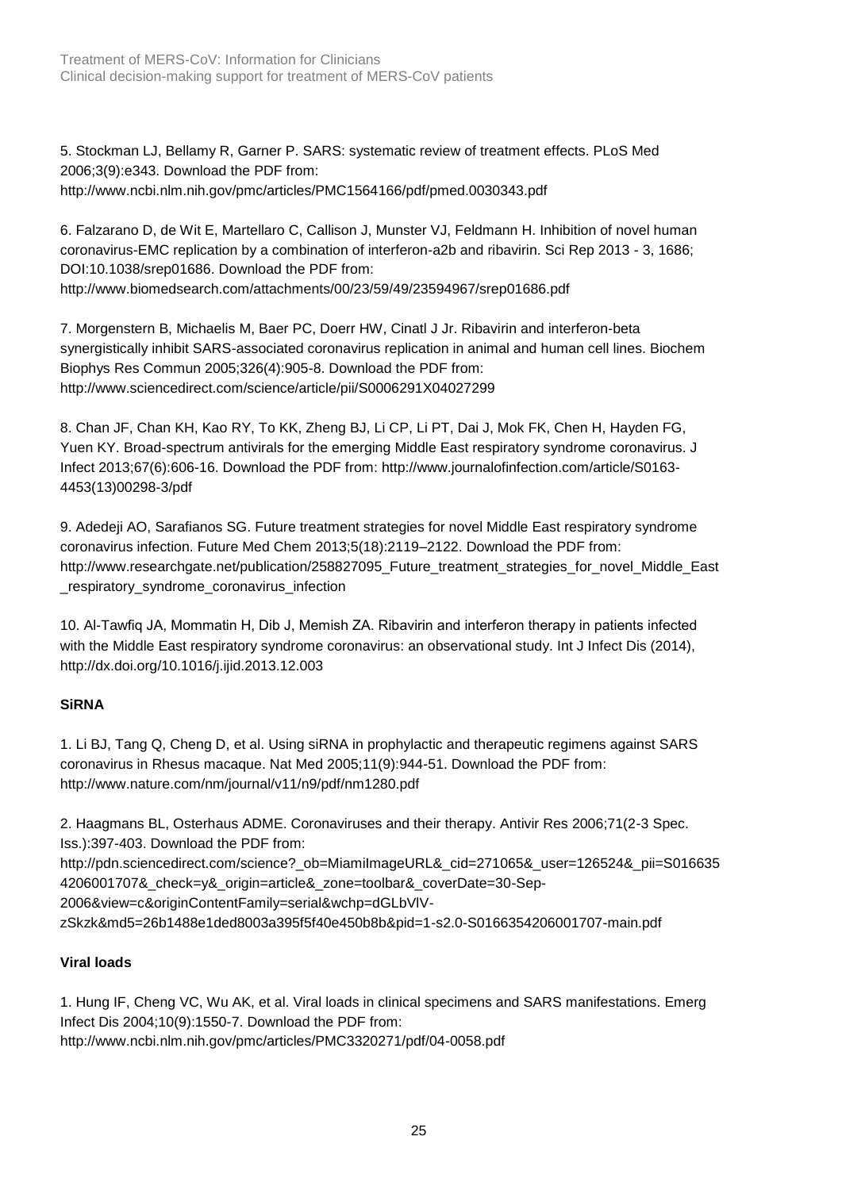5. Stockman LJ, Bellamy R, Garner P. SARS: systematic review of treatment effects. PLoS Med 2006;3(9):e343. Download the PDF from: http://www.ncbi.nlm.nih.gov/pmc/articles/PMC1564166/pdf/pmed.0030343.pdf

6. Falzarano D, de Wit E, Martellaro C, Callison J, Munster VJ, Feldmann H. Inhibition of novel human coronavirus-EMC replication by a combination of interferon-a2b and ribavirin. Sci Rep 2013 - 3, 1686; DOI:10.1038/srep01686. Download the PDF from: http://www.biomedsearch.com/attachments/00/23/59/49/23594967/srep01686.pdf

7. Morgenstern B, Michaelis M, Baer PC, Doerr HW, Cinatl J Jr. Ribavirin and interferon-beta synergistically inhibit SARS-associated coronavirus replication in animal and human cell lines. Biochem Biophys Res Commun 2005;326(4):905-8. Download the PDF from: http://www.sciencedirect.com/science/article/pii/S0006291X04027299

8. Chan JF, Chan KH, Kao RY, To KK, Zheng BJ, Li CP, Li PT, Dai J, Mok FK, Chen H, Hayden FG, Yuen KY. Broad-spectrum antivirals for the emerging Middle East respiratory syndrome coronavirus. J Infect 2013;67(6):606-16. Download the PDF from: http://www.journalofinfection.com/article/S0163-4453(13)00298-3/pdf

9. Adedeji AO, Sarafianos SG. Future treatment strategies for novel Middle East respiratory syndrome coronavirus infection. Future Med Chem 2013;5(18):2119–2122. Download the PDF from: http://www.researchgate.net/publication/258827095_Future_treatment_strategies_for_novel_Middle_East_respiratory_syndrome_coronavirus_infection

10. Al-Tawfiq JA, Mommatin H, Dib J, Memish ZA. Ribavirin and interferon therapy in patients infected with the Middle East respiratory syndrome coronavirus: an observational study. Int J Infect Dis (2014), http://dx.doi.org/10.1016/j.ijid.2013.12.003

**SiRNA**

1. Li BJ, Tang Q, Cheng D, et al. Using siRNA in prophylactic and therapeutic regimens against SARS coronavirus in Rhesus macaque. Nat Med 2005;11(9):944-51. Download the PDF from: http://www.nature.com/nm/journal/v11/n9/pdf/nm1280.pdf

2. Haagmans BL, Osterhaus ADME. Coronaviruses and their therapy. Antivir Res 2006;71(2-3 Spec. Iss.):397-403. Download the PDF from: http://pdn.sciencedirect.com/science?_ob=MiamiImageURL&_cid=271065&_user=126524&_pii=S0166354206001707&_check=y&_origin=article&_zone=toolbar&_coverDate=30-Sep-2006&view=c&originContentFamily=serial&wchp=dGLbVlV-zSkzk&md5=26b1488e1ded8003a395f5f40e450b8b&pid=1-s2.0-S0166354206001707-main.pdf

**Viral loads**

1. Hung IF, Cheng VC, Wu AK, et al. Viral loads in clinical specimens and SARS manifestations. Emerg Infect Dis 2004;10(9):1550-7. Download the PDF from: http://www.ncbi.nlm.nih.gov/pmc/articles/PMC3320271/pdf/04-0058.pdf